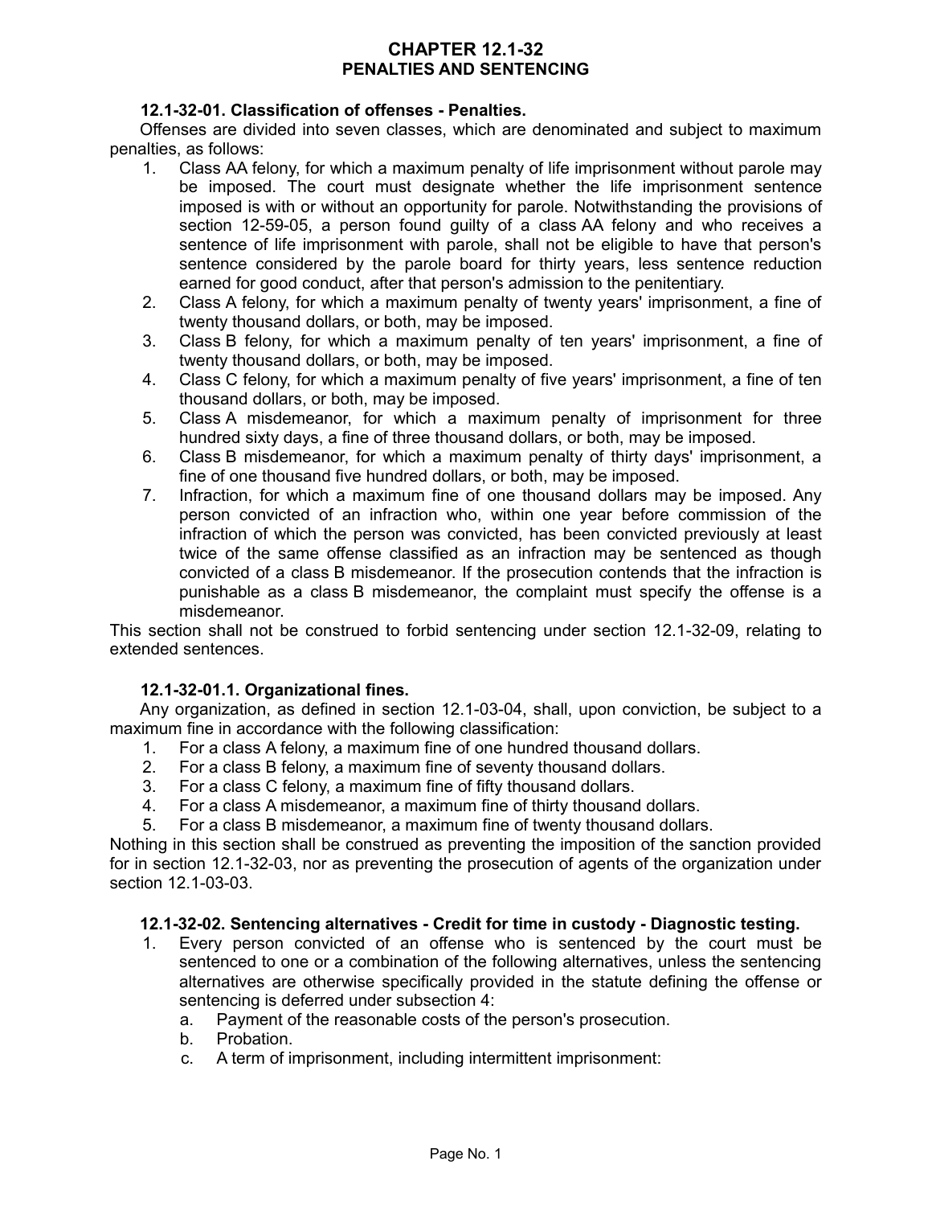# CHAPTER 12.1-32
# PENALTIES AND SENTENCING

### 12.1-32-01. Classification of offenses - Penalties.

Offenses are divided into seven classes, which are denominated and subject to maximum penalties, as follows:

1. Class AA felony, for which a maximum penalty of life imprisonment without parole may be imposed. The court must designate whether the life imprisonment sentence imposed is with or without an opportunity for parole. Notwithstanding the provisions of section 12-59-05, a person found guilty of a class AA felony and who receives a sentence of life imprisonment with parole, shall not be eligible to have that person's sentence considered by the parole board for thirty years, less sentence reduction earned for good conduct, after that person's admission to the penitentiary.
2. Class A felony, for which a maximum penalty of twenty years' imprisonment, a fine of twenty thousand dollars, or both, may be imposed.
3. Class B felony, for which a maximum penalty of ten years' imprisonment, a fine of twenty thousand dollars, or both, may be imposed.
4. Class C felony, for which a maximum penalty of five years' imprisonment, a fine of ten thousand dollars, or both, may be imposed.
5. Class A misdemeanor, for which a maximum penalty of imprisonment for three hundred sixty days, a fine of three thousand dollars, or both, may be imposed.
6. Class B misdemeanor, for which a maximum penalty of thirty days' imprisonment, a fine of one thousand five hundred dollars, or both, may be imposed.
7. Infraction, for which a maximum fine of one thousand dollars may be imposed. Any person convicted of an infraction who, within one year before commission of the infraction of which the person was convicted, has been convicted previously at least twice of the same offense classified as an infraction may be sentenced as though convicted of a class B misdemeanor. If the prosecution contends that the infraction is punishable as a class B misdemeanor, the complaint must specify the offense is a misdemeanor.

This section shall not be construed to forbid sentencing under section 12.1-32-09, relating to extended sentences.

### 12.1-32-01.1. Organizational fines.

Any organization, as defined in section 12.1-03-04, shall, upon conviction, be subject to a maximum fine in accordance with the following classification:

1. For a class A felony, a maximum fine of one hundred thousand dollars.
2. For a class B felony, a maximum fine of seventy thousand dollars.
3. For a class C felony, a maximum fine of fifty thousand dollars.
4. For a class A misdemeanor, a maximum fine of thirty thousand dollars.
5. For a class B misdemeanor, a maximum fine of twenty thousand dollars.

Nothing in this section shall be construed as preventing the imposition of the sanction provided for in section 12.1-32-03, nor as preventing the prosecution of agents of the organization under section 12.1-03-03.

### 12.1-32-02. Sentencing alternatives - Credit for time in custody - Diagnostic testing.

1. Every person convicted of an offense who is sentenced by the court must be sentenced to one or a combination of the following alternatives, unless the sentencing alternatives are otherwise specifically provided in the statute defining the offense or sentencing is deferred under subsection 4:
   a. Payment of the reasonable costs of the person's prosecution.
   b. Probation.
   c. A term of imprisonment, including intermittent imprisonment: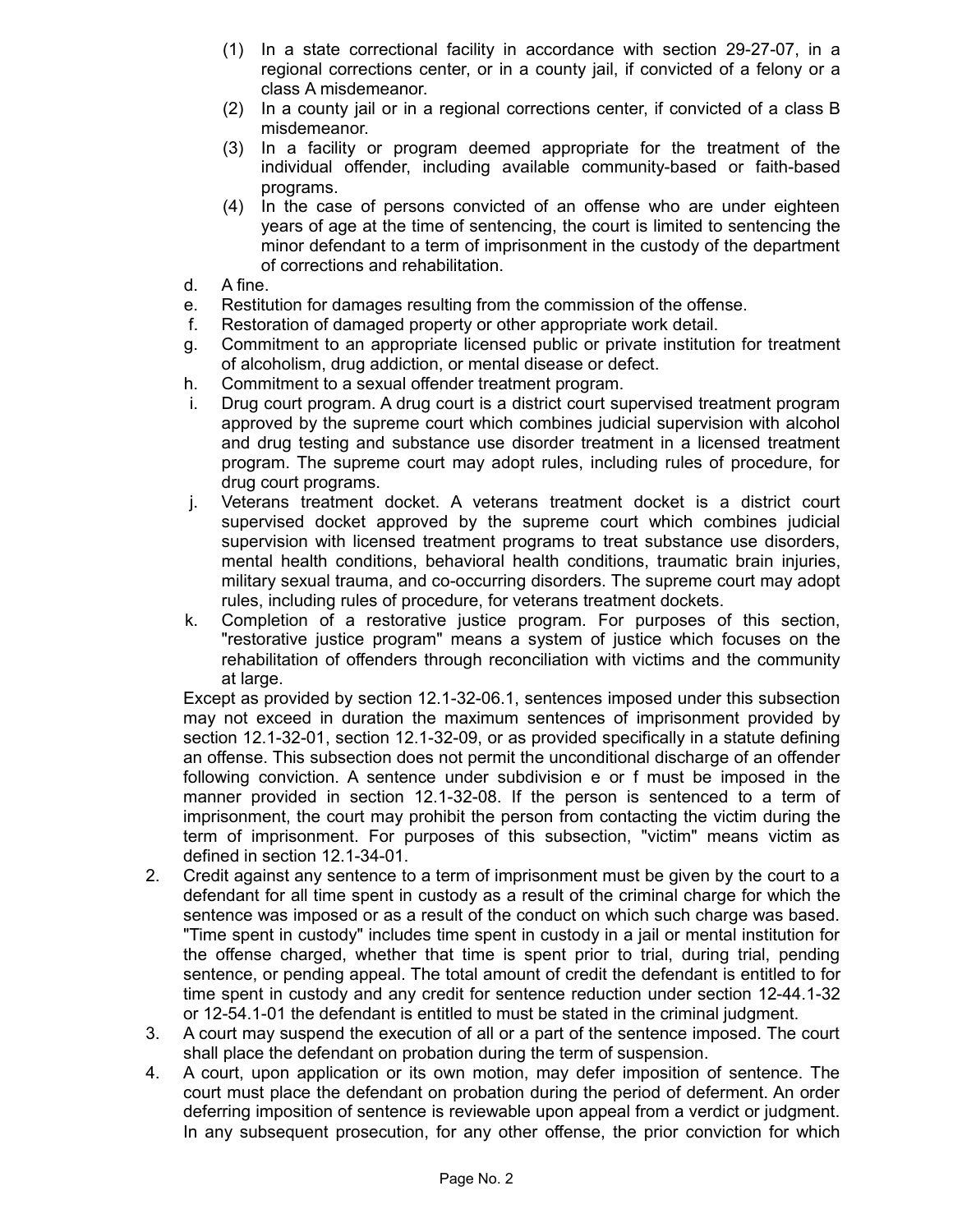(1) In a state correctional facility in accordance with section 29-27-07, in a regional corrections center, or in a county jail, if convicted of a felony or a class A misdemeanor.

(2) In a county jail or in a regional corrections center, if convicted of a class B misdemeanor.

(3) In a facility or program deemed appropriate for the treatment of the individual offender, including available community-based or faith-based programs.

(4) In the case of persons convicted of an offense who are under eighteen years of age at the time of sentencing, the court is limited to sentencing the minor defendant to a term of imprisonment in the custody of the department of corrections and rehabilitation.

d. A fine.

e. Restitution for damages resulting from the commission of the offense.

f. Restoration of damaged property or other appropriate work detail.

g. Commitment to an appropriate licensed public or private institution for treatment of alcoholism, drug addiction, or mental disease or defect.

h. Commitment to a sexual offender treatment program.

i. Drug court program. A drug court is a district court supervised treatment program approved by the supreme court which combines judicial supervision with alcohol and drug testing and substance use disorder treatment in a licensed treatment program. The supreme court may adopt rules, including rules of procedure, for drug court programs.

j. Veterans treatment docket. A veterans treatment docket is a district court supervised docket approved by the supreme court which combines judicial supervision with licensed treatment programs to treat substance use disorders, mental health conditions, behavioral health conditions, traumatic brain injuries, military sexual trauma, and co-occurring disorders. The supreme court may adopt rules, including rules of procedure, for veterans treatment dockets.

k. Completion of a restorative justice program. For purposes of this section, "restorative justice program" means a system of justice which focuses on the rehabilitation of offenders through reconciliation with victims and the community at large.

Except as provided by section 12.1-32-06.1, sentences imposed under this subsection may not exceed in duration the maximum sentences of imprisonment provided by section 12.1-32-01, section 12.1-32-09, or as provided specifically in a statute defining an offense. This subsection does not permit the unconditional discharge of an offender following conviction. A sentence under subdivision e or f must be imposed in the manner provided in section 12.1-32-08. If the person is sentenced to a term of imprisonment, the court may prohibit the person from contacting the victim during the term of imprisonment. For purposes of this subsection, "victim" means victim as defined in section 12.1-34-01.

2. Credit against any sentence to a term of imprisonment must be given by the court to a defendant for all time spent in custody as a result of the criminal charge for which the sentence was imposed or as a result of the conduct on which such charge was based. "Time spent in custody" includes time spent in custody in a jail or mental institution for the offense charged, whether that time is spent prior to trial, during trial, pending sentence, or pending appeal. The total amount of credit the defendant is entitled to for time spent in custody and any credit for sentence reduction under section 12-44.1-32 or 12-54.1-01 the defendant is entitled to must be stated in the criminal judgment.

3. A court may suspend the execution of all or a part of the sentence imposed. The court shall place the defendant on probation during the term of suspension.

4. A court, upon application or its own motion, may defer imposition of sentence. The court must place the defendant on probation during the period of deferment. An order deferring imposition of sentence is reviewable upon appeal from a verdict or judgment. In any subsequent prosecution, for any other offense, the prior conviction for which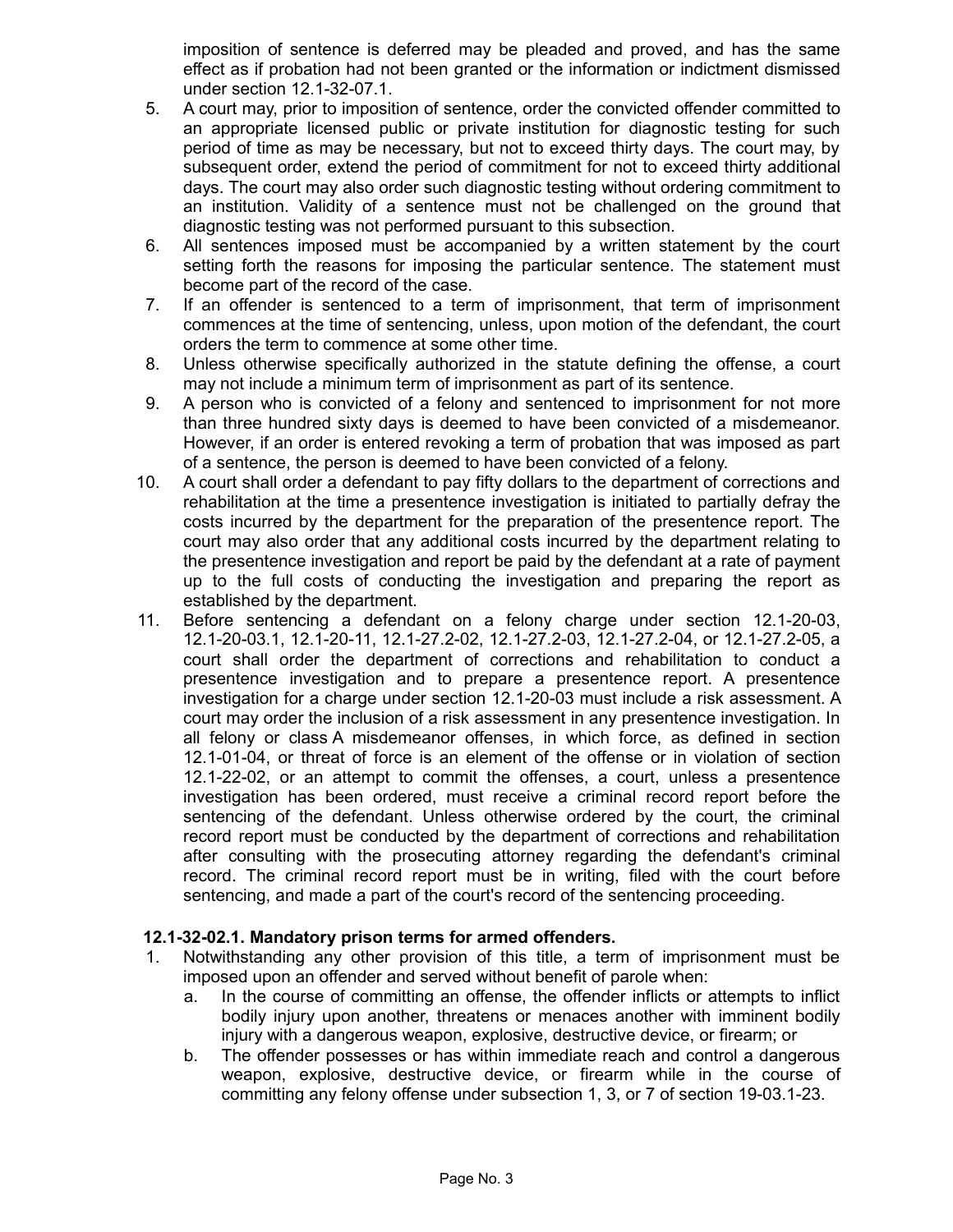imposition of sentence is deferred may be pleaded and proved, and has the same effect as if probation had not been granted or the information or indictment dismissed under section 12.1-32-07.1.

5. A court may, prior to imposition of sentence, order the convicted offender committed to an appropriate licensed public or private institution for diagnostic testing for such period of time as may be necessary, but not to exceed thirty days. The court may, by subsequent order, extend the period of commitment for not to exceed thirty additional days. The court may also order such diagnostic testing without ordering commitment to an institution. Validity of a sentence must not be challenged on the ground that diagnostic testing was not performed pursuant to this subsection.
6. All sentences imposed must be accompanied by a written statement by the court setting forth the reasons for imposing the particular sentence. The statement must become part of the record of the case.
7. If an offender is sentenced to a term of imprisonment, that term of imprisonment commences at the time of sentencing, unless, upon motion of the defendant, the court orders the term to commence at some other time.
8. Unless otherwise specifically authorized in the statute defining the offense, a court may not include a minimum term of imprisonment as part of its sentence.
9. A person who is convicted of a felony and sentenced to imprisonment for not more than three hundred sixty days is deemed to have been convicted of a misdemeanor. However, if an order is entered revoking a term of probation that was imposed as part of a sentence, the person is deemed to have been convicted of a felony.
10. A court shall order a defendant to pay fifty dollars to the department of corrections and rehabilitation at the time a presentence investigation is initiated to partially defray the costs incurred by the department for the preparation of the presentence report. The court may also order that any additional costs incurred by the department relating to the presentence investigation and report be paid by the defendant at a rate of payment up to the full costs of conducting the investigation and preparing the report as established by the department.
11. Before sentencing a defendant on a felony charge under section 12.1-20-03, 12.1-20-03.1, 12.1-20-11, 12.1-27.2-02, 12.1-27.2-03, 12.1-27.2-04, or 12.1-27.2-05, a court shall order the department of corrections and rehabilitation to conduct a presentence investigation and to prepare a presentence report. A presentence investigation for a charge under section 12.1-20-03 must include a risk assessment. A court may order the inclusion of a risk assessment in any presentence investigation. In all felony or class A misdemeanor offenses, in which force, as defined in section 12.1-01-04, or threat of force is an element of the offense or in violation of section 12.1-22-02, or an attempt to commit the offenses, a court, unless a presentence investigation has been ordered, must receive a criminal record report before the sentencing of the defendant. Unless otherwise ordered by the court, the criminal record report must be conducted by the department of corrections and rehabilitation after consulting with the prosecuting attorney regarding the defendant's criminal record. The criminal record report must be in writing, filed with the court before sentencing, and made a part of the court's record of the sentencing proceeding.

**12.1-32-02.1. Mandatory prison terms for armed offenders.**

1. Notwithstanding any other provision of this title, a term of imprisonment must be imposed upon an offender and served without benefit of parole when:
   a. In the course of committing an offense, the offender inflicts or attempts to inflict bodily injury upon another, threatens or menaces another with imminent bodily injury with a dangerous weapon, explosive, destructive device, or firearm; or
   b. The offender possesses or has within immediate reach and control a dangerous weapon, explosive, destructive device, or firearm while in the course of committing any felony offense under subsection 1, 3, or 7 of section 19-03.1-23.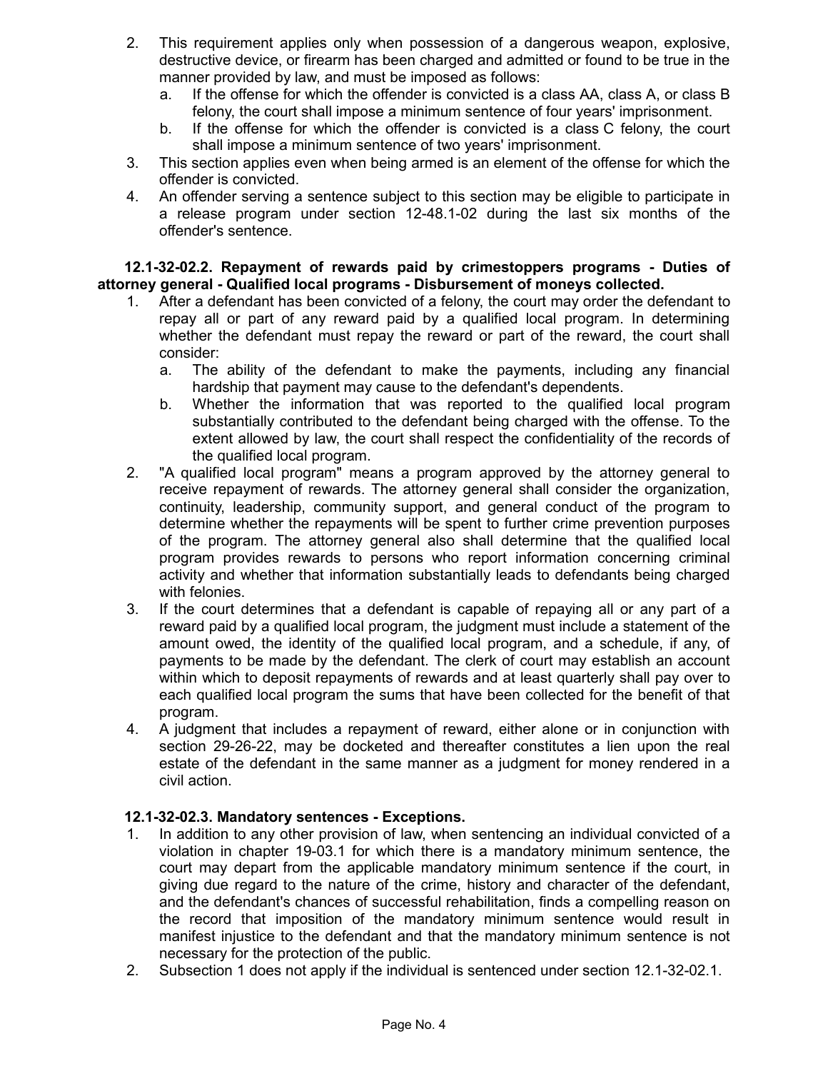2. This requirement applies only when possession of a dangerous weapon, explosive, destructive device, or firearm has been charged and admitted or found to be true in the manner provided by law, and must be imposed as follows:
   a. If the offense for which the offender is convicted is a class AA, class A, or class B felony, the court shall impose a minimum sentence of four years' imprisonment.
   b. If the offense for which the offender is convicted is a class C felony, the court shall impose a minimum sentence of two years' imprisonment.
3. This section applies even when being armed is an element of the offense for which the offender is convicted.
4. An offender serving a sentence subject to this section may be eligible to participate in a release program under section 12-48.1-02 during the last six months of the offender's sentence.

**12.1-32-02.2. Repayment of rewards paid by crimestoppers programs - Duties of attorney general - Qualified local programs - Disbursement of moneys collected.**

1. After a defendant has been convicted of a felony, the court may order the defendant to repay all or part of any reward paid by a qualified local program. In determining whether the defendant must repay the reward or part of the reward, the court shall consider:
   a. The ability of the defendant to make the payments, including any financial hardship that payment may cause to the defendant's dependents.
   b. Whether the information that was reported to the qualified local program substantially contributed to the defendant being charged with the offense. To the extent allowed by law, the court shall respect the confidentiality of the records of the qualified local program.
2. "A qualified local program" means a program approved by the attorney general to receive repayment of rewards. The attorney general shall consider the organization, continuity, leadership, community support, and general conduct of the program to determine whether the repayments will be spent to further crime prevention purposes of the program. The attorney general also shall determine that the qualified local program provides rewards to persons who report information concerning criminal activity and whether that information substantially leads to defendants being charged with felonies.
3. If the court determines that a defendant is capable of repaying all or any part of a reward paid by a qualified local program, the judgment must include a statement of the amount owed, the identity of the qualified local program, and a schedule, if any, of payments to be made by the defendant. The clerk of court may establish an account within which to deposit repayments of rewards and at least quarterly shall pay over to each qualified local program the sums that have been collected for the benefit of that program.
4. A judgment that includes a repayment of reward, either alone or in conjunction with section 29-26-22, may be docketed and thereafter constitutes a lien upon the real estate of the defendant in the same manner as a judgment for money rendered in a civil action.

**12.1-32-02.3. Mandatory sentences - Exceptions.**

1. In addition to any other provision of law, when sentencing an individual convicted of a violation in chapter 19-03.1 for which there is a mandatory minimum sentence, the court may depart from the applicable mandatory minimum sentence if the court, in giving due regard to the nature of the crime, history and character of the defendant, and the defendant's chances of successful rehabilitation, finds a compelling reason on the record that imposition of the mandatory minimum sentence would result in manifest injustice to the defendant and that the mandatory minimum sentence is not necessary for the protection of the public.
2. Subsection 1 does not apply if the individual is sentenced under section 12.1-32-02.1.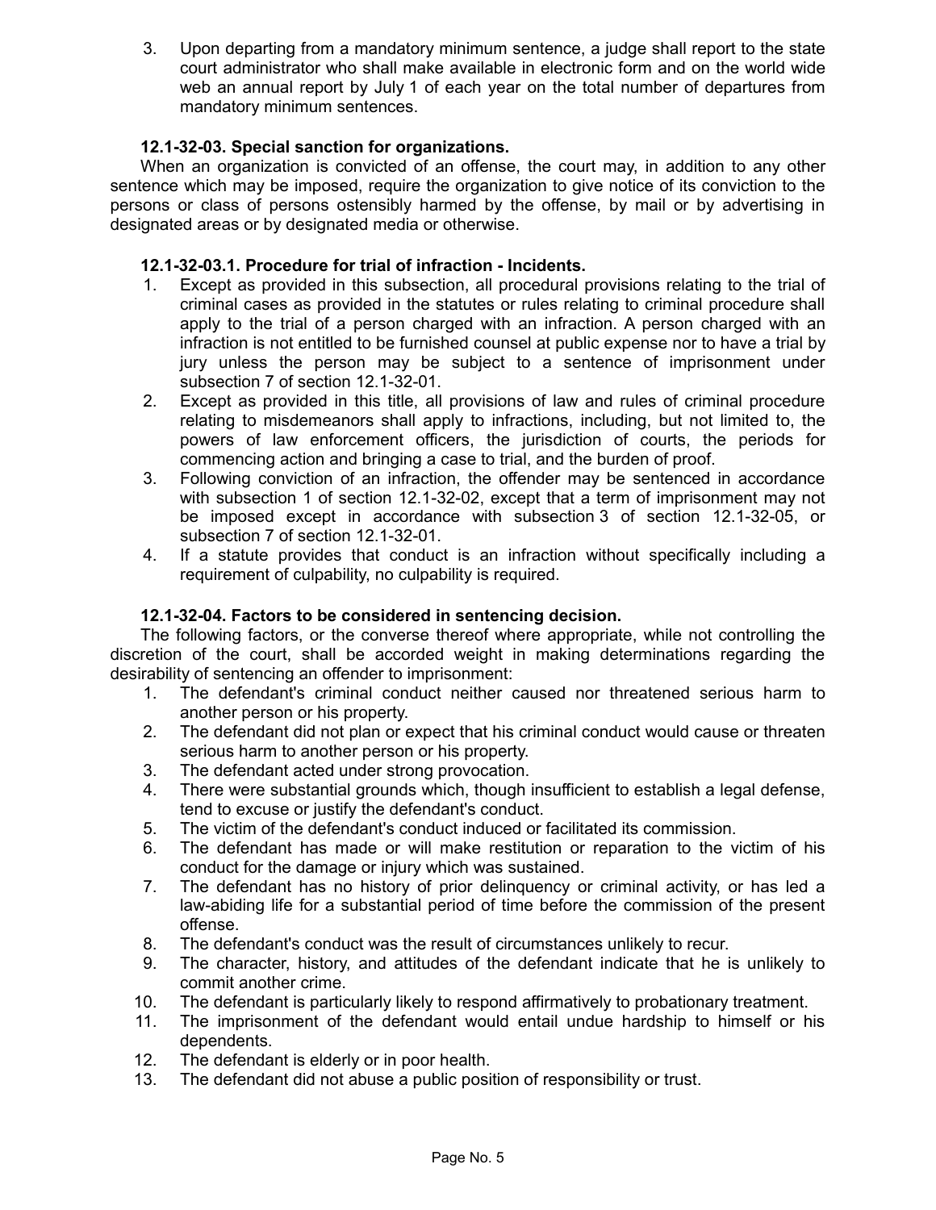3. Upon departing from a mandatory minimum sentence, a judge shall report to the state court administrator who shall make available in electronic form and on the world wide web an annual report by July 1 of each year on the total number of departures from mandatory minimum sentences.

**12.1-32-03. Special sanction for organizations.**

When an organization is convicted of an offense, the court may, in addition to any other sentence which may be imposed, require the organization to give notice of its conviction to the persons or class of persons ostensibly harmed by the offense, by mail or by advertising in designated areas or by designated media or otherwise.

**12.1-32-03.1. Procedure for trial of infraction - Incidents.**

1. Except as provided in this subsection, all procedural provisions relating to the trial of criminal cases as provided in the statutes or rules relating to criminal procedure shall apply to the trial of a person charged with an infraction. A person charged with an infraction is not entitled to be furnished counsel at public expense nor to have a trial by jury unless the person may be subject to a sentence of imprisonment under subsection 7 of section 12.1-32-01.
2. Except as provided in this title, all provisions of law and rules of criminal procedure relating to misdemeanors shall apply to infractions, including, but not limited to, the powers of law enforcement officers, the jurisdiction of courts, the periods for commencing action and bringing a case to trial, and the burden of proof.
3. Following conviction of an infraction, the offender may be sentenced in accordance with subsection 1 of section 12.1-32-02, except that a term of imprisonment may not be imposed except in accordance with subsection 3 of section 12.1-32-05, or subsection 7 of section 12.1-32-01.
4. If a statute provides that conduct is an infraction without specifically including a requirement of culpability, no culpability is required.

**12.1-32-04. Factors to be considered in sentencing decision.**

The following factors, or the converse thereof where appropriate, while not controlling the discretion of the court, shall be accorded weight in making determinations regarding the desirability of sentencing an offender to imprisonment:

1. The defendant's criminal conduct neither caused nor threatened serious harm to another person or his property.
2. The defendant did not plan or expect that his criminal conduct would cause or threaten serious harm to another person or his property.
3. The defendant acted under strong provocation.
4. There were substantial grounds which, though insufficient to establish a legal defense, tend to excuse or justify the defendant's conduct.
5. The victim of the defendant's conduct induced or facilitated its commission.
6. The defendant has made or will make restitution or reparation to the victim of his conduct for the damage or injury which was sustained.
7. The defendant has no history of prior delinquency or criminal activity, or has led a law-abiding life for a substantial period of time before the commission of the present offense.
8. The defendant's conduct was the result of circumstances unlikely to recur.
9. The character, history, and attitudes of the defendant indicate that he is unlikely to commit another crime.
10. The defendant is particularly likely to respond affirmatively to probationary treatment.
11. The imprisonment of the defendant would entail undue hardship to himself or his dependents.
12. The defendant is elderly or in poor health.
13. The defendant did not abuse a public position of responsibility or trust.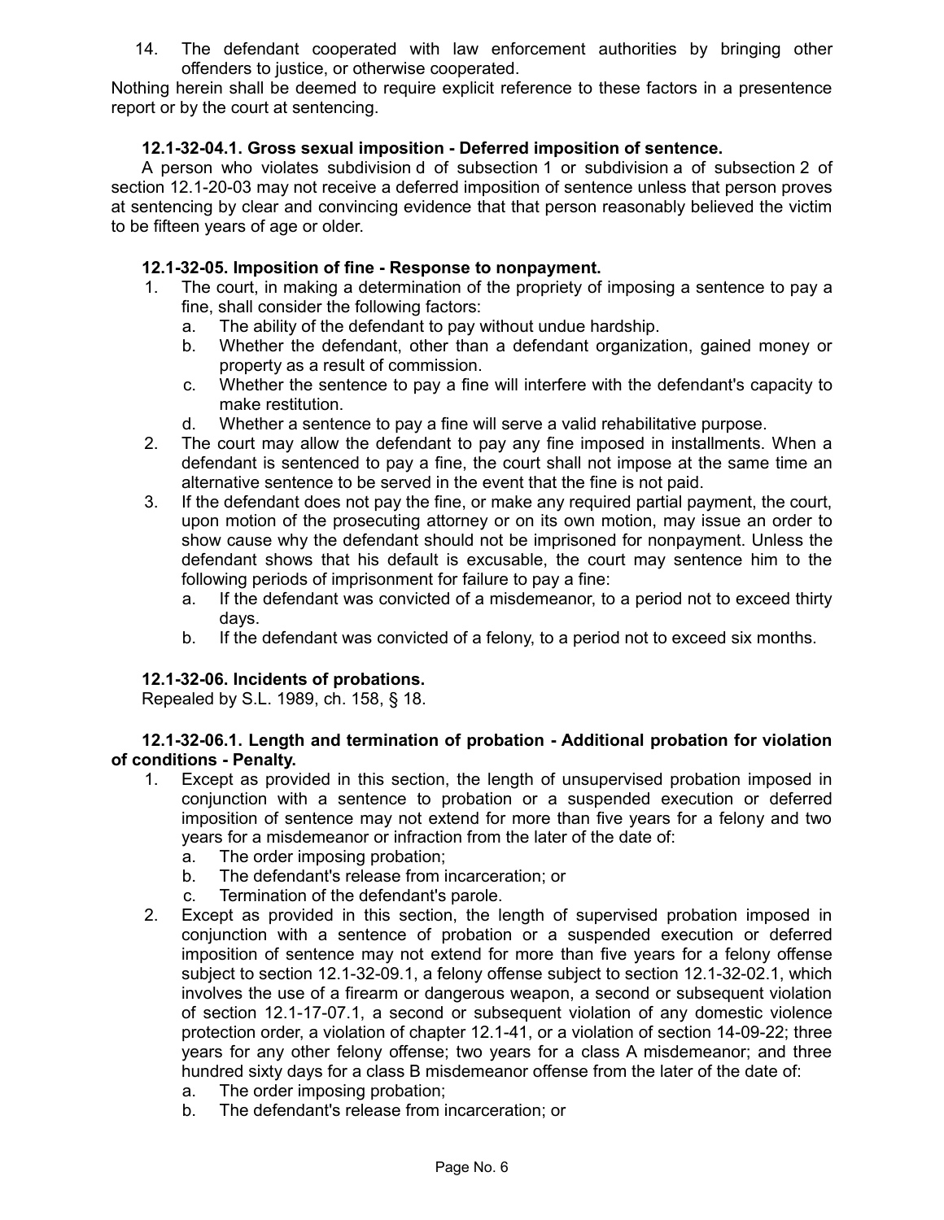14. The defendant cooperated with law enforcement authorities by bringing other offenders to justice, or otherwise cooperated.

Nothing herein shall be deemed to require explicit reference to these factors in a presentence report or by the court at sentencing.

**12.1-32-04.1. Gross sexual imposition - Deferred imposition of sentence.**

A person who violates subdivision d of subsection 1 or subdivision a of subsection 2 of section 12.1-20-03 may not receive a deferred imposition of sentence unless that person proves at sentencing by clear and convincing evidence that that person reasonably believed the victim to be fifteen years of age or older.

**12.1-32-05. Imposition of fine - Response to nonpayment.**

1. The court, in making a determination of the propriety of imposing a sentence to pay a fine, shall consider the following factors:
   a. The ability of the defendant to pay without undue hardship.
   b. Whether the defendant, other than a defendant organization, gained money or property as a result of commission.
   c. Whether the sentence to pay a fine will interfere with the defendant's capacity to make restitution.
   d. Whether a sentence to pay a fine will serve a valid rehabilitative purpose.
2. The court may allow the defendant to pay any fine imposed in installments. When a defendant is sentenced to pay a fine, the court shall not impose at the same time an alternative sentence to be served in the event that the fine is not paid.
3. If the defendant does not pay the fine, or make any required partial payment, the court, upon motion of the prosecuting attorney or on its own motion, may issue an order to show cause why the defendant should not be imprisoned for nonpayment. Unless the defendant shows that his default is excusable, the court may sentence him to the following periods of imprisonment for failure to pay a fine:
   a. If the defendant was convicted of a misdemeanor, to a period not to exceed thirty days.
   b. If the defendant was convicted of a felony, to a period not to exceed six months.

**12.1-32-06. Incidents of probations.**

Repealed by S.L. 1989, ch. 158, § 18.

**12.1-32-06.1. Length and termination of probation - Additional probation for violation of conditions - Penalty.**

1. Except as provided in this section, the length of unsupervised probation imposed in conjunction with a sentence to probation or a suspended execution or deferred imposition of sentence may not extend for more than five years for a felony and two years for a misdemeanor or infraction from the later of the date of:
   a. The order imposing probation;
   b. The defendant's release from incarceration; or
   c. Termination of the defendant's parole.
2. Except as provided in this section, the length of supervised probation imposed in conjunction with a sentence of probation or a suspended execution or deferred imposition of sentence may not extend for more than five years for a felony offense subject to section 12.1-32-09.1, a felony offense subject to section 12.1-32-02.1, which involves the use of a firearm or dangerous weapon, a second or subsequent violation of section 12.1-17-07.1, a second or subsequent violation of any domestic violence protection order, a violation of chapter 12.1-41, or a violation of section 14-09-22; three years for any other felony offense; two years for a class A misdemeanor; and three hundred sixty days for a class B misdemeanor offense from the later of the date of:
   a. The order imposing probation;
   b. The defendant's release from incarceration; or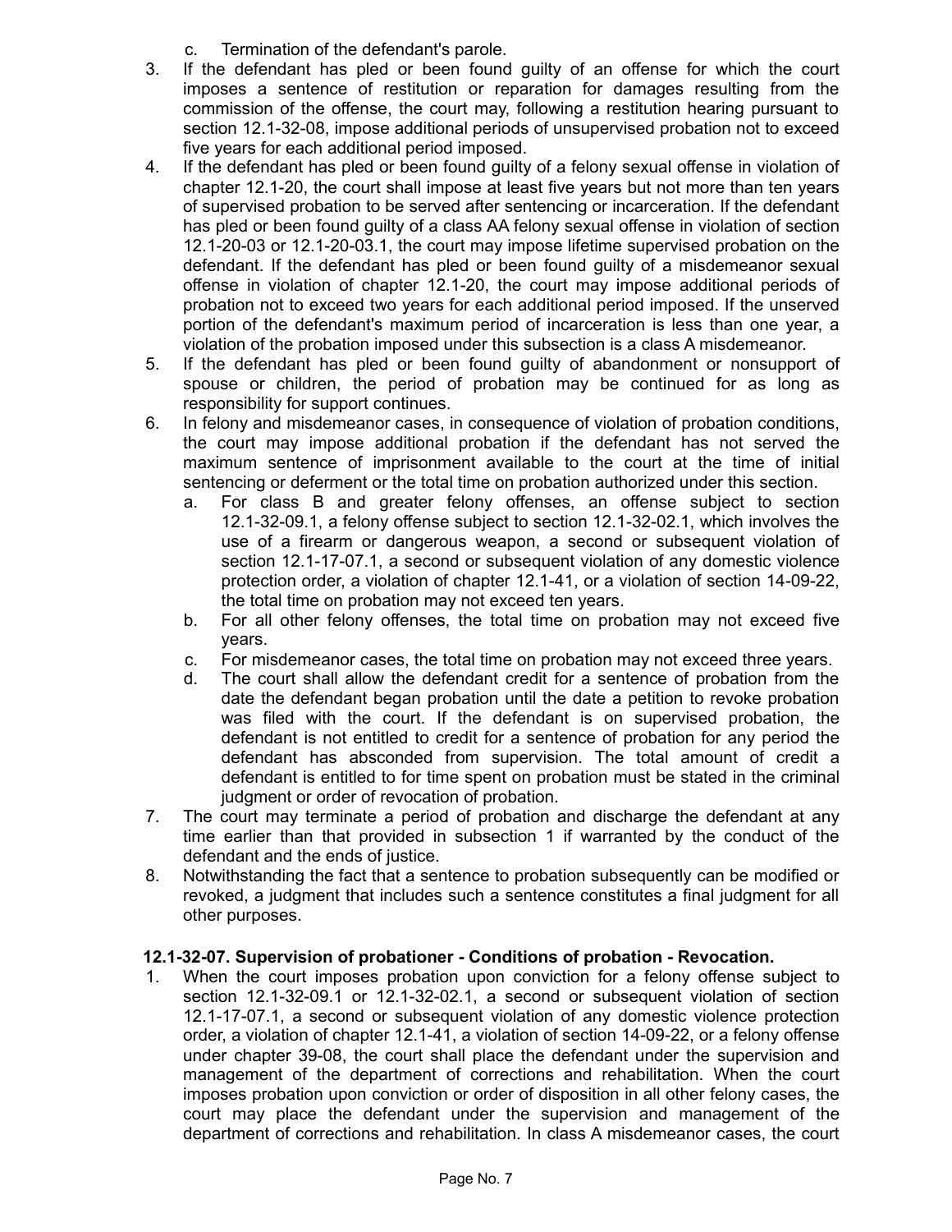c. Termination of the defendant's parole.

3. If the defendant has pled or been found guilty of an offense for which the court imposes a sentence of restitution or reparation for damages resulting from the commission of the offense, the court may, following a restitution hearing pursuant to section 12.1-32-08, impose additional periods of unsupervised probation not to exceed five years for each additional period imposed.
4. If the defendant has pled or been found guilty of a felony sexual offense in violation of chapter 12.1-20, the court shall impose at least five years but not more than ten years of supervised probation to be served after sentencing or incarceration. If the defendant has pled or been found guilty of a class AA felony sexual offense in violation of section 12.1-20-03 or 12.1-20-03.1, the court may impose lifetime supervised probation on the defendant. If the defendant has pled or been found guilty of a misdemeanor sexual offense in violation of chapter 12.1-20, the court may impose additional periods of probation not to exceed two years for each additional period imposed. If the unserved portion of the defendant's maximum period of incarceration is less than one year, a violation of the probation imposed under this subsection is a class A misdemeanor.
5. If the defendant has pled or been found guilty of abandonment or nonsupport of spouse or children, the period of probation may be continued for as long as responsibility for support continues.
6. In felony and misdemeanor cases, in consequence of violation of probation conditions, the court may impose additional probation if the defendant has not served the maximum sentence of imprisonment available to the court at the time of initial sentencing or deferment or the total time on probation authorized under this section.
   a. For class B and greater felony offenses, an offense subject to section 12.1-32-09.1, a felony offense subject to section 12.1-32-02.1, which involves the use of a firearm or dangerous weapon, a second or subsequent violation of section 12.1-17-07.1, a second or subsequent violation of any domestic violence protection order, a violation of chapter 12.1-41, or a violation of section 14-09-22, the total time on probation may not exceed ten years.
   b. For all other felony offenses, the total time on probation may not exceed five years.
   c. For misdemeanor cases, the total time on probation may not exceed three years.
   d. The court shall allow the defendant credit for a sentence of probation from the date the defendant began probation until the date a petition to revoke probation was filed with the court. If the defendant is on supervised probation, the defendant is not entitled to credit for a sentence of probation for any period the defendant has absconded from supervision. The total amount of credit a defendant is entitled to for time spent on probation must be stated in the criminal judgment or order of revocation of probation.
7. The court may terminate a period of probation and discharge the defendant at any time earlier than that provided in subsection 1 if warranted by the conduct of the defendant and the ends of justice.
8. Notwithstanding the fact that a sentence to probation subsequently can be modified or revoked, a judgment that includes such a sentence constitutes a final judgment for all other purposes.

**12.1-32-07. Supervision of probationer - Conditions of probation - Revocation.**

1. When the court imposes probation upon conviction for a felony offense subject to section 12.1-32-09.1 or 12.1-32-02.1, a second or subsequent violation of section 12.1-17-07.1, a second or subsequent violation of any domestic violence protection order, a violation of chapter 12.1-41, a violation of section 14-09-22, or a felony offense under chapter 39-08, the court shall place the defendant under the supervision and management of the department of corrections and rehabilitation. When the court imposes probation upon conviction or order of disposition in all other felony cases, the court may place the defendant under the supervision and management of the department of corrections and rehabilitation. In class A misdemeanor cases, the court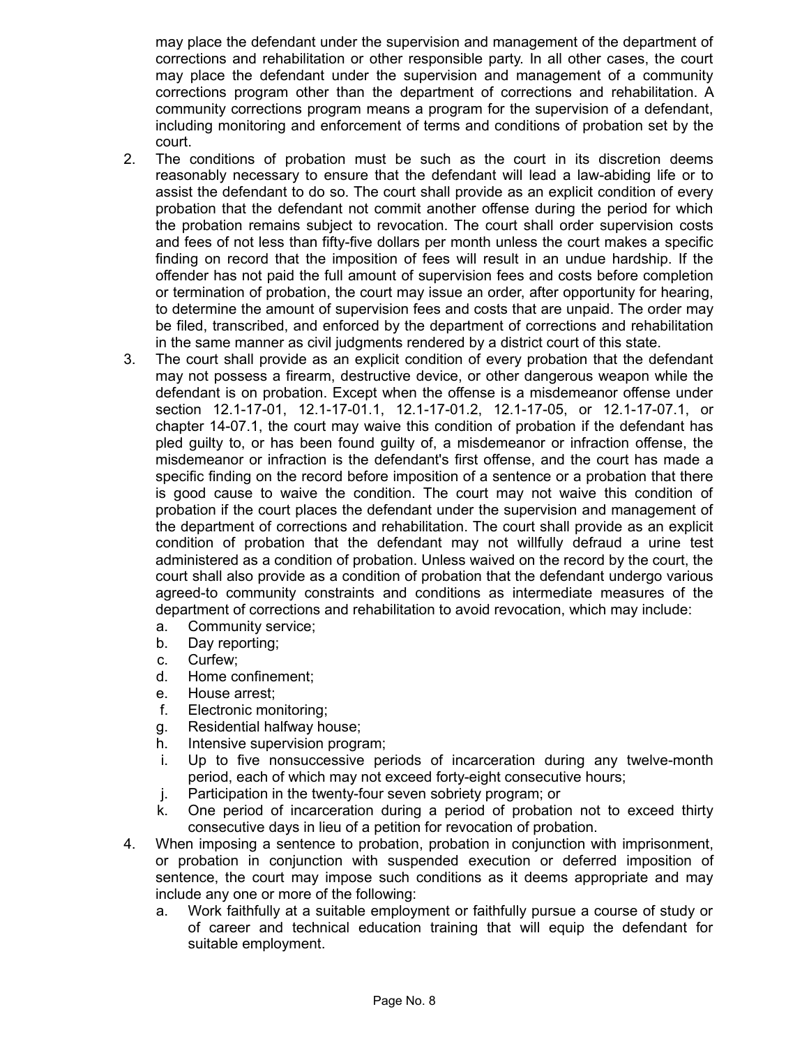may place the defendant under the supervision and management of the department of corrections and rehabilitation or other responsible party. In all other cases, the court may place the defendant under the supervision and management of a community corrections program other than the department of corrections and rehabilitation. A community corrections program means a program for the supervision of a defendant, including monitoring and enforcement of terms and conditions of probation set by the court.

2. The conditions of probation must be such as the court in its discretion deems reasonably necessary to ensure that the defendant will lead a law-abiding life or to assist the defendant to do so. The court shall provide as an explicit condition of every probation that the defendant not commit another offense during the period for which the probation remains subject to revocation. The court shall order supervision costs and fees of not less than fifty-five dollars per month unless the court makes a specific finding on record that the imposition of fees will result in an undue hardship. If the offender has not paid the full amount of supervision fees and costs before completion or termination of probation, the court may issue an order, after opportunity for hearing, to determine the amount of supervision fees and costs that are unpaid. The order may be filed, transcribed, and enforced by the department of corrections and rehabilitation in the same manner as civil judgments rendered by a district court of this state.
3. The court shall provide as an explicit condition of every probation that the defendant may not possess a firearm, destructive device, or other dangerous weapon while the defendant is on probation. Except when the offense is a misdemeanor offense under section 12.1-17-01, 12.1-17-01.1, 12.1-17-01.2, 12.1-17-05, or 12.1-17-07.1, or chapter 14-07.1, the court may waive this condition of probation if the defendant has pled guilty to, or has been found guilty of, a misdemeanor or infraction offense, the misdemeanor or infraction is the defendant's first offense, and the court has made a specific finding on the record before imposition of a sentence or a probation that there is good cause to waive the condition. The court may not waive this condition of probation if the court places the defendant under the supervision and management of the department of corrections and rehabilitation. The court shall provide as an explicit condition of probation that the defendant may not willfully defraud a urine test administered as a condition of probation. Unless waived on the record by the court, the court shall also provide as a condition of probation that the defendant undergo various agreed-to community constraints and conditions as intermediate measures of the department of corrections and rehabilitation to avoid revocation, which may include:
   a. Community service;
   b. Day reporting;
   c. Curfew;
   d. Home confinement;
   e. House arrest;
   f. Electronic monitoring;
   g. Residential halfway house;
   h. Intensive supervision program;
   i. Up to five nonsuccessive periods of incarceration during any twelve-month period, each of which may not exceed forty-eight consecutive hours;
   j. Participation in the twenty-four seven sobriety program; or
   k. One period of incarceration during a period of probation not to exceed thirty consecutive days in lieu of a petition for revocation of probation.
4. When imposing a sentence to probation, probation in conjunction with imprisonment, or probation in conjunction with suspended execution or deferred imposition of sentence, the court may impose such conditions as it deems appropriate and may include any one or more of the following:
   a. Work faithfully at a suitable employment or faithfully pursue a course of study or of career and technical education training that will equip the defendant for suitable employment.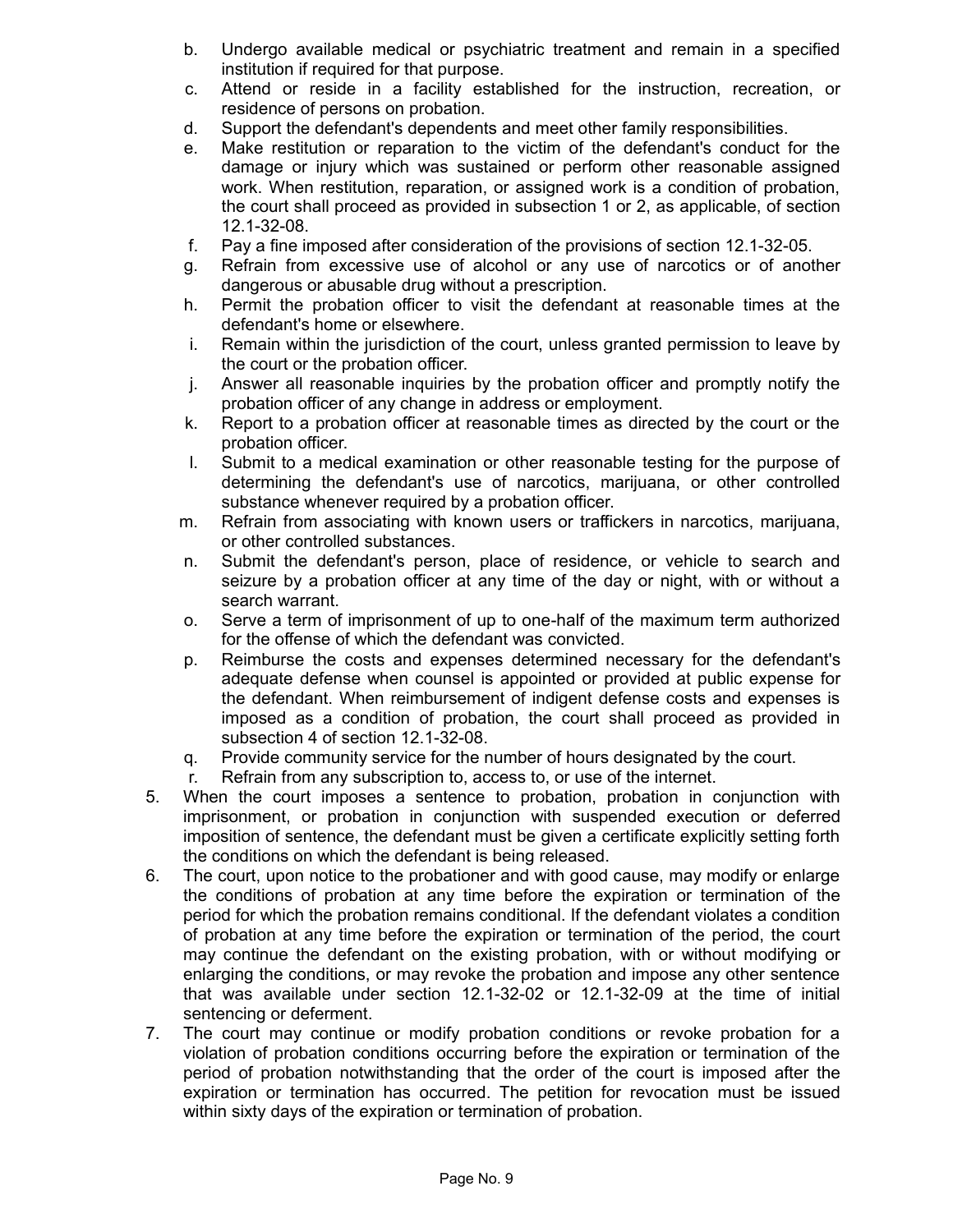b. Undergo available medical or psychiatric treatment and remain in a specified institution if required for that purpose.
c. Attend or reside in a facility established for the instruction, recreation, or residence of persons on probation.
d. Support the defendant's dependents and meet other family responsibilities.
e. Make restitution or reparation to the victim of the defendant's conduct for the damage or injury which was sustained or perform other reasonable assigned work. When restitution, reparation, or assigned work is a condition of probation, the court shall proceed as provided in subsection 1 or 2, as applicable, of section 12.1-32-08.
f. Pay a fine imposed after consideration of the provisions of section 12.1-32-05.
g. Refrain from excessive use of alcohol or any use of narcotics or of another dangerous or abusable drug without a prescription.
h. Permit the probation officer to visit the defendant at reasonable times at the defendant's home or elsewhere.
i. Remain within the jurisdiction of the court, unless granted permission to leave by the court or the probation officer.
j. Answer all reasonable inquiries by the probation officer and promptly notify the probation officer of any change in address or employment.
k. Report to a probation officer at reasonable times as directed by the court or the probation officer.
l. Submit to a medical examination or other reasonable testing for the purpose of determining the defendant's use of narcotics, marijuana, or other controlled substance whenever required by a probation officer.
m. Refrain from associating with known users or traffickers in narcotics, marijuana, or other controlled substances.
n. Submit the defendant's person, place of residence, or vehicle to search and seizure by a probation officer at any time of the day or night, with or without a search warrant.
o. Serve a term of imprisonment of up to one-half of the maximum term authorized for the offense of which the defendant was convicted.
p. Reimburse the costs and expenses determined necessary for the defendant's adequate defense when counsel is appointed or provided at public expense for the defendant. When reimbursement of indigent defense costs and expenses is imposed as a condition of probation, the court shall proceed as provided in subsection 4 of section 12.1-32-08.
q. Provide community service for the number of hours designated by the court.
r. Refrain from any subscription to, access to, or use of the internet.

5. When the court imposes a sentence to probation, probation in conjunction with imprisonment, or probation in conjunction with suspended execution or deferred imposition of sentence, the defendant must be given a certificate explicitly setting forth the conditions on which the defendant is being released.
6. The court, upon notice to the probationer and with good cause, may modify or enlarge the conditions of probation at any time before the expiration or termination of the period for which the probation remains conditional. If the defendant violates a condition of probation at any time before the expiration or termination of the period, the court may continue the defendant on the existing probation, with or without modifying or enlarging the conditions, or may revoke the probation and impose any other sentence that was available under section 12.1-32-02 or 12.1-32-09 at the time of initial sentencing or deferment.
7. The court may continue or modify probation conditions or revoke probation for a violation of probation conditions occurring before the expiration or termination of the period of probation notwithstanding that the order of the court is imposed after the expiration or termination has occurred. The petition for revocation must be issued within sixty days of the expiration or termination of probation.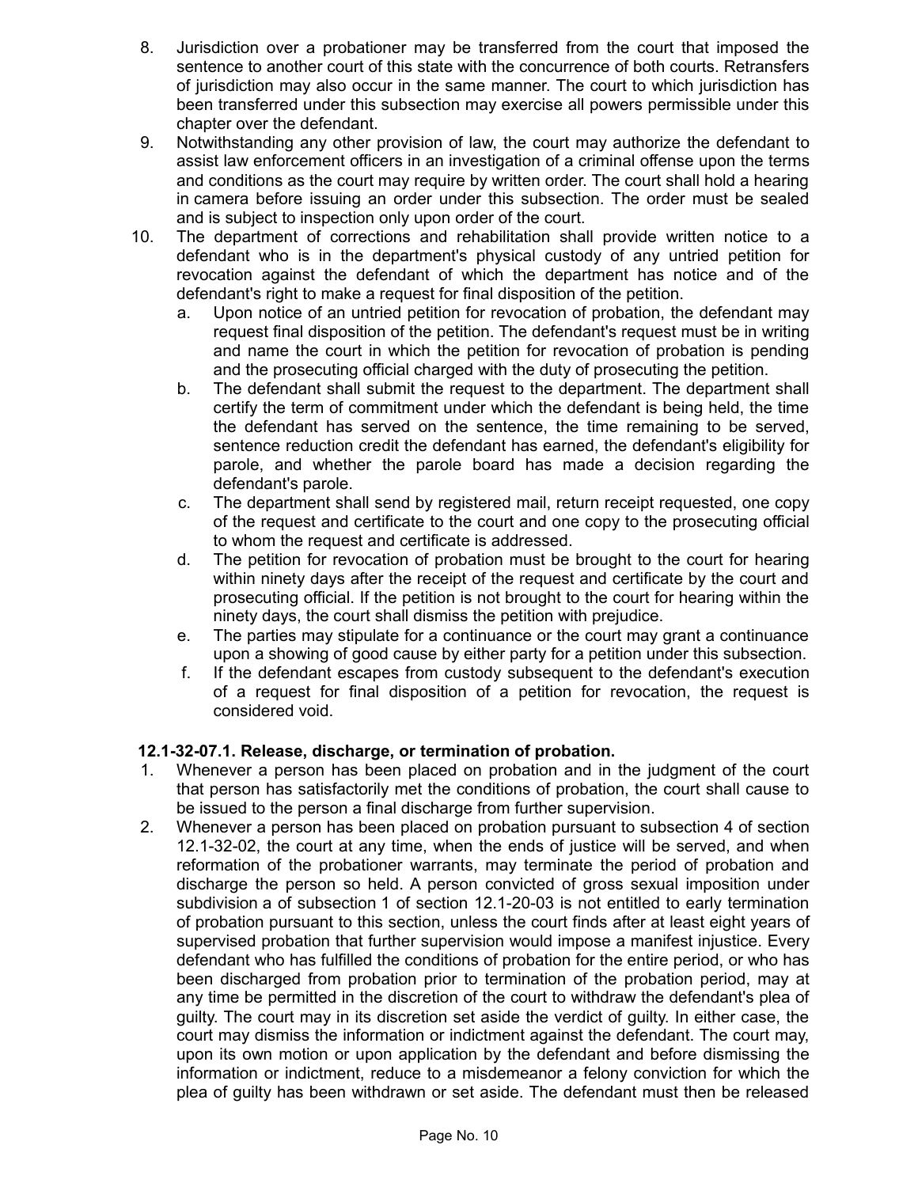8. Jurisdiction over a probationer may be transferred from the court that imposed the sentence to another court of this state with the concurrence of both courts. Retransfers of jurisdiction may also occur in the same manner. The court to which jurisdiction has been transferred under this subsection may exercise all powers permissible under this chapter over the defendant.
9. Notwithstanding any other provision of law, the court may authorize the defendant to assist law enforcement officers in an investigation of a criminal offense upon the terms and conditions as the court may require by written order. The court shall hold a hearing in camera before issuing an order under this subsection. The order must be sealed and is subject to inspection only upon order of the court.
10. The department of corrections and rehabilitation shall provide written notice to a defendant who is in the department's physical custody of any untried petition for revocation against the defendant of which the department has notice and of the defendant's right to make a request for final disposition of the petition.
    a. Upon notice of an untried petition for revocation of probation, the defendant may request final disposition of the petition. The defendant's request must be in writing and name the court in which the petition for revocation of probation is pending and the prosecuting official charged with the duty of prosecuting the petition.
    b. The defendant shall submit the request to the department. The department shall certify the term of commitment under which the defendant is being held, the time the defendant has served on the sentence, the time remaining to be served, sentence reduction credit the defendant has earned, the defendant's eligibility for parole, and whether the parole board has made a decision regarding the defendant's parole.
    c. The department shall send by registered mail, return receipt requested, one copy of the request and certificate to the court and one copy to the prosecuting official to whom the request and certificate is addressed.
    d. The petition for revocation of probation must be brought to the court for hearing within ninety days after the receipt of the request and certificate by the court and prosecuting official. If the petition is not brought to the court for hearing within the ninety days, the court shall dismiss the petition with prejudice.
    e. The parties may stipulate for a continuance or the court may grant a continuance upon a showing of good cause by either party for a petition under this subsection.
    f. If the defendant escapes from custody subsequent to the defendant's execution of a request for final disposition of a petition for revocation, the request is considered void.

**12.1-32-07.1. Release, discharge, or termination of probation.**

1. Whenever a person has been placed on probation and in the judgment of the court that person has satisfactorily met the conditions of probation, the court shall cause to be issued to the person a final discharge from further supervision.
2. Whenever a person has been placed on probation pursuant to subsection 4 of section 12.1-32-02, the court at any time, when the ends of justice will be served, and when reformation of the probationer warrants, may terminate the period of probation and discharge the person so held. A person convicted of gross sexual imposition under subdivision a of subsection 1 of section 12.1-20-03 is not entitled to early termination of probation pursuant to this section, unless the court finds after at least eight years of supervised probation that further supervision would impose a manifest injustice. Every defendant who has fulfilled the conditions of probation for the entire period, or who has been discharged from probation prior to termination of the probation period, may at any time be permitted in the discretion of the court to withdraw the defendant's plea of guilty. The court may in its discretion set aside the verdict of guilty. In either case, the court may dismiss the information or indictment against the defendant. The court may, upon its own motion or upon application by the defendant and before dismissing the information or indictment, reduce to a misdemeanor a felony conviction for which the plea of guilty has been withdrawn or set aside. The defendant must then be released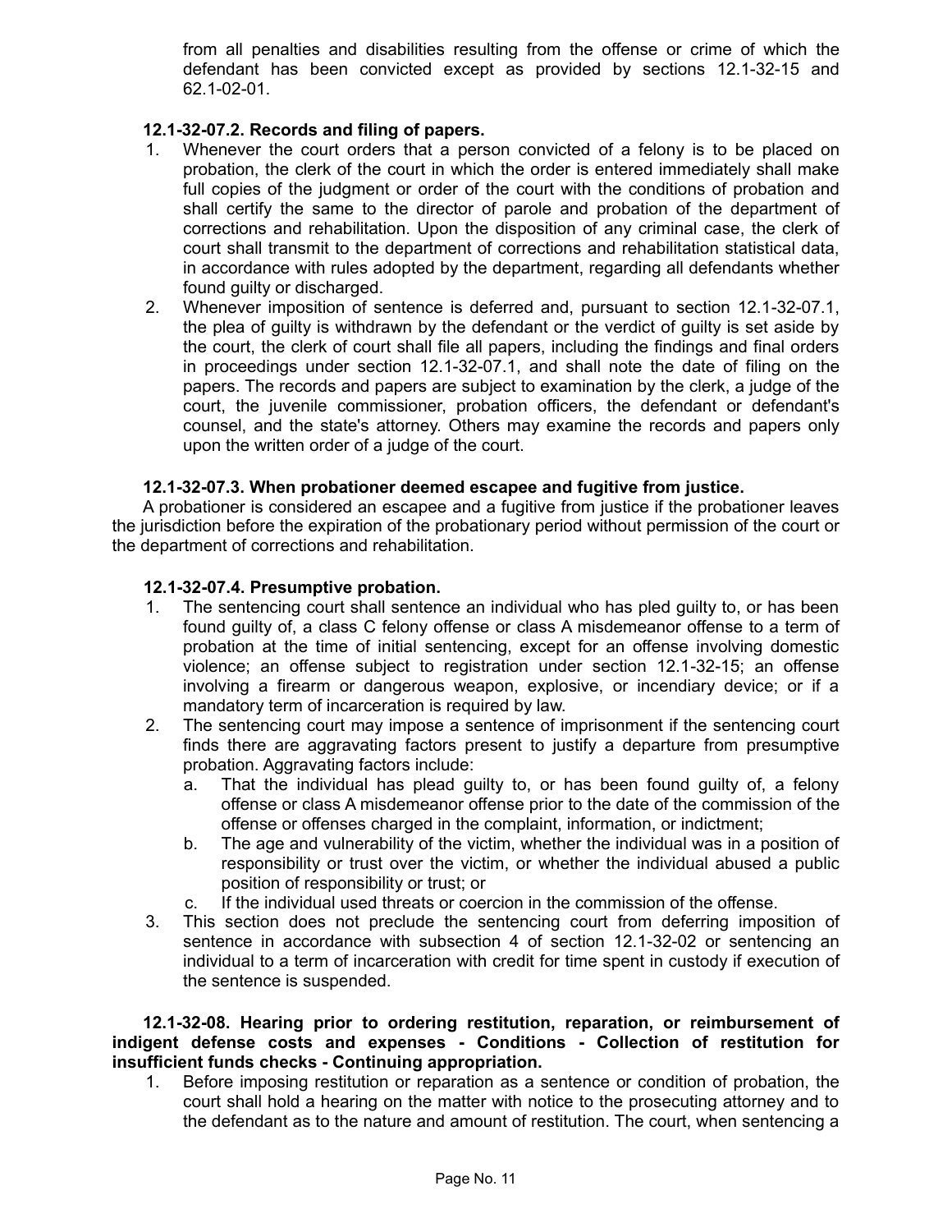from all penalties and disabilities resulting from the offense or crime of which the defendant has been convicted except as provided by sections 12.1-32-15 and 62.1-02-01.

**12.1-32-07.2. Records and filing of papers.**

1. Whenever the court orders that a person convicted of a felony is to be placed on probation, the clerk of the court in which the order is entered immediately shall make full copies of the judgment or order of the court with the conditions of probation and shall certify the same to the director of parole and probation of the department of corrections and rehabilitation. Upon the disposition of any criminal case, the clerk of court shall transmit to the department of corrections and rehabilitation statistical data, in accordance with rules adopted by the department, regarding all defendants whether found guilty or discharged.
2. Whenever imposition of sentence is deferred and, pursuant to section 12.1-32-07.1, the plea of guilty is withdrawn by the defendant or the verdict of guilty is set aside by the court, the clerk of court shall file all papers, including the findings and final orders in proceedings under section 12.1-32-07.1, and shall note the date of filing on the papers. The records and papers are subject to examination by the clerk, a judge of the court, the juvenile commissioner, probation officers, the defendant or defendant's counsel, and the state's attorney. Others may examine the records and papers only upon the written order of a judge of the court.

**12.1-32-07.3. When probationer deemed escapee and fugitive from justice.**

A probationer is considered an escapee and a fugitive from justice if the probationer leaves the jurisdiction before the expiration of the probationary period without permission of the court or the department of corrections and rehabilitation.

**12.1-32-07.4. Presumptive probation.**

1. The sentencing court shall sentence an individual who has pled guilty to, or has been found guilty of, a class C felony offense or class A misdemeanor offense to a term of probation at the time of initial sentencing, except for an offense involving domestic violence; an offense subject to registration under section 12.1-32-15; an offense involving a firearm or dangerous weapon, explosive, or incendiary device; or if a mandatory term of incarceration is required by law.
2. The sentencing court may impose a sentence of imprisonment if the sentencing court finds there are aggravating factors present to justify a departure from presumptive probation. Aggravating factors include:
   a. That the individual has plead guilty to, or has been found guilty of, a felony offense or class A misdemeanor offense prior to the date of the commission of the offense or offenses charged in the complaint, information, or indictment;
   b. The age and vulnerability of the victim, whether the individual was in a position of responsibility or trust over the victim, or whether the individual abused a public position of responsibility or trust; or
   c. If the individual used threats or coercion in the commission of the offense.
3. This section does not preclude the sentencing court from deferring imposition of sentence in accordance with subsection 4 of section 12.1-32-02 or sentencing an individual to a term of incarceration with credit for time spent in custody if execution of the sentence is suspended.

**12.1-32-08. Hearing prior to ordering restitution, reparation, or reimbursement of indigent defense costs and expenses - Conditions - Collection of restitution for insufficient funds checks - Continuing appropriation.**

1. Before imposing restitution or reparation as a sentence or condition of probation, the court shall hold a hearing on the matter with notice to the prosecuting attorney and to the defendant as to the nature and amount of restitution. The court, when sentencing a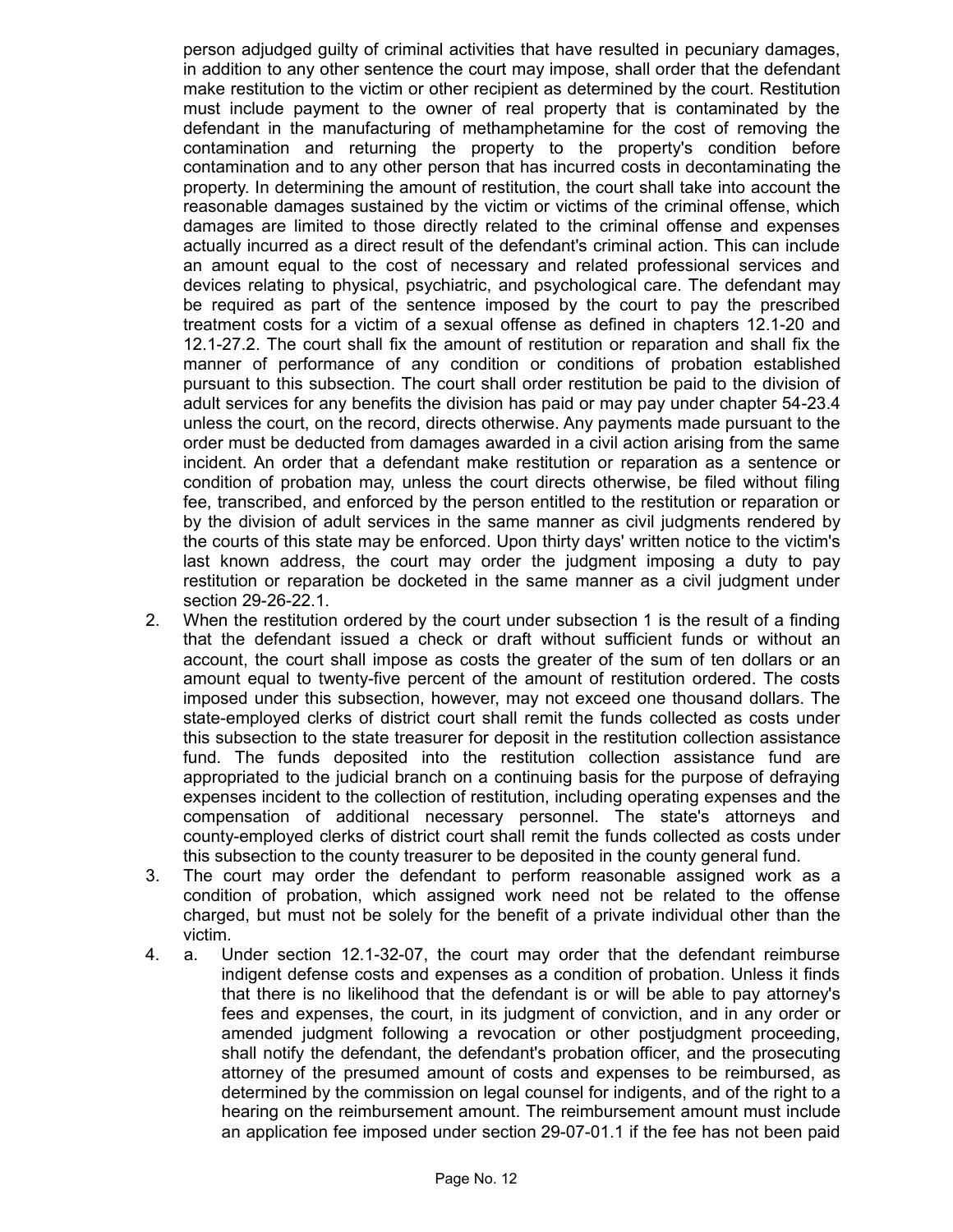person adjudged guilty of criminal activities that have resulted in pecuniary damages, in addition to any other sentence the court may impose, shall order that the defendant make restitution to the victim or other recipient as determined by the court. Restitution must include payment to the owner of real property that is contaminated by the defendant in the manufacturing of methamphetamine for the cost of removing the contamination and returning the property to the property's condition before contamination and to any other person that has incurred costs in decontaminating the property. In determining the amount of restitution, the court shall take into account the reasonable damages sustained by the victim or victims of the criminal offense, which damages are limited to those directly related to the criminal offense and expenses actually incurred as a direct result of the defendant's criminal action. This can include an amount equal to the cost of necessary and related professional services and devices relating to physical, psychiatric, and psychological care. The defendant may be required as part of the sentence imposed by the court to pay the prescribed treatment costs for a victim of a sexual offense as defined in chapters 12.1-20 and 12.1-27.2. The court shall fix the amount of restitution or reparation and shall fix the manner of performance of any condition or conditions of probation established pursuant to this subsection. The court shall order restitution be paid to the division of adult services for any benefits the division has paid or may pay under chapter 54-23.4 unless the court, on the record, directs otherwise. Any payments made pursuant to the order must be deducted from damages awarded in a civil action arising from the same incident. An order that a defendant make restitution or reparation as a sentence or condition of probation may, unless the court directs otherwise, be filed without filing fee, transcribed, and enforced by the person entitled to the restitution or reparation or by the division of adult services in the same manner as civil judgments rendered by the courts of this state may be enforced. Upon thirty days' written notice to the victim's last known address, the court may order the judgment imposing a duty to pay restitution or reparation be docketed in the same manner as a civil judgment under section 29-26-22.1.

2. When the restitution ordered by the court under subsection 1 is the result of a finding that the defendant issued a check or draft without sufficient funds or without an account, the court shall impose as costs the greater of the sum of ten dollars or an amount equal to twenty-five percent of the amount of restitution ordered. The costs imposed under this subsection, however, may not exceed one thousand dollars. The state-employed clerks of district court shall remit the funds collected as costs under this subsection to the state treasurer for deposit in the restitution collection assistance fund. The funds deposited into the restitution collection assistance fund are appropriated to the judicial branch on a continuing basis for the purpose of defraying expenses incident to the collection of restitution, including operating expenses and the compensation of additional necessary personnel. The state's attorneys and county-employed clerks of district court shall remit the funds collected as costs under this subsection to the county treasurer to be deposited in the county general fund.

3. The court may order the defendant to perform reasonable assigned work as a condition of probation, which assigned work need not be related to the offense charged, but must not be solely for the benefit of a private individual other than the victim.

4. a. Under section 12.1-32-07, the court may order that the defendant reimburse indigent defense costs and expenses as a condition of probation. Unless it finds that there is no likelihood that the defendant is or will be able to pay attorney's fees and expenses, the court, in its judgment of conviction, and in any order or amended judgment following a revocation or other postjudgment proceeding, shall notify the defendant, the defendant's probation officer, and the prosecuting attorney of the presumed amount of costs and expenses to be reimbursed, as determined by the commission on legal counsel for indigents, and of the right to a hearing on the reimbursement amount. The reimbursement amount must include an application fee imposed under section 29-07-01.1 if the fee has not been paid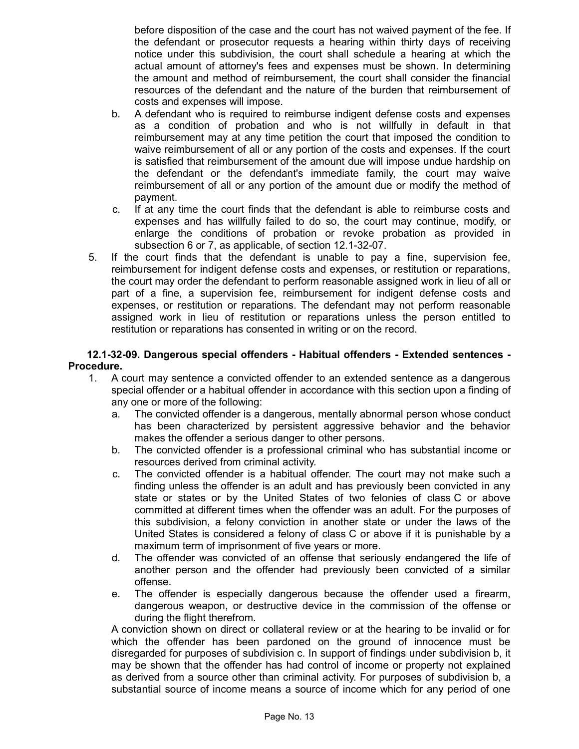before disposition of the case and the court has not waived payment of the fee. If the defendant or prosecutor requests a hearing within thirty days of receiving notice under this subdivision, the court shall schedule a hearing at which the actual amount of attorney's fees and expenses must be shown. In determining the amount and method of reimbursement, the court shall consider the financial resources of the defendant and the nature of the burden that reimbursement of costs and expenses will impose.

  b. A defendant who is required to reimburse indigent defense costs and expenses as a condition of probation and who is not willfully in default in that reimbursement may at any time petition the court that imposed the condition to waive reimbursement of all or any portion of the costs and expenses. If the court is satisfied that reimbursement of the amount due will impose undue hardship on the defendant or the defendant's immediate family, the court may waive reimbursement of all or any portion of the amount due or modify the method of payment.
  c. If at any time the court finds that the defendant is able to reimburse costs and expenses and has willfully failed to do so, the court may continue, modify, or enlarge the conditions of probation or revoke probation as provided in subsection 6 or 7, as applicable, of section 12.1-32-07.

5. If the court finds that the defendant is unable to pay a fine, supervision fee, reimbursement for indigent defense costs and expenses, or restitution or reparations, the court may order the defendant to perform reasonable assigned work in lieu of all or part of a fine, a supervision fee, reimbursement for indigent defense costs and expenses, or restitution or reparations. The defendant may not perform reasonable assigned work in lieu of restitution or reparations unless the person entitled to restitution or reparations has consented in writing or on the record.

**12.1-32-09. Dangerous special offenders - Habitual offenders - Extended sentences - Procedure.**

1. A court may sentence a convicted offender to an extended sentence as a dangerous special offender or a habitual offender in accordance with this section upon a finding of any one or more of the following:
   a. The convicted offender is a dangerous, mentally abnormal person whose conduct has been characterized by persistent aggressive behavior and the behavior makes the offender a serious danger to other persons.
   b. The convicted offender is a professional criminal who has substantial income or resources derived from criminal activity.
   c. The convicted offender is a habitual offender. The court may not make such a finding unless the offender is an adult and has previously been convicted in any state or states or by the United States of two felonies of class C or above committed at different times when the offender was an adult. For the purposes of this subdivision, a felony conviction in another state or under the laws of the United States is considered a felony of class C or above if it is punishable by a maximum term of imprisonment of five years or more.
   d. The offender was convicted of an offense that seriously endangered the life of another person and the offender had previously been convicted of a similar offense.
   e. The offender is especially dangerous because the offender used a firearm, dangerous weapon, or destructive device in the commission of the offense or during the flight therefrom.

   A conviction shown on direct or collateral review or at the hearing to be invalid or for which the offender has been pardoned on the ground of innocence must be disregarded for purposes of subdivision c. In support of findings under subdivision b, it may be shown that the offender has had control of income or property not explained as derived from a source other than criminal activity. For purposes of subdivision b, a substantial source of income means a source of income which for any period of one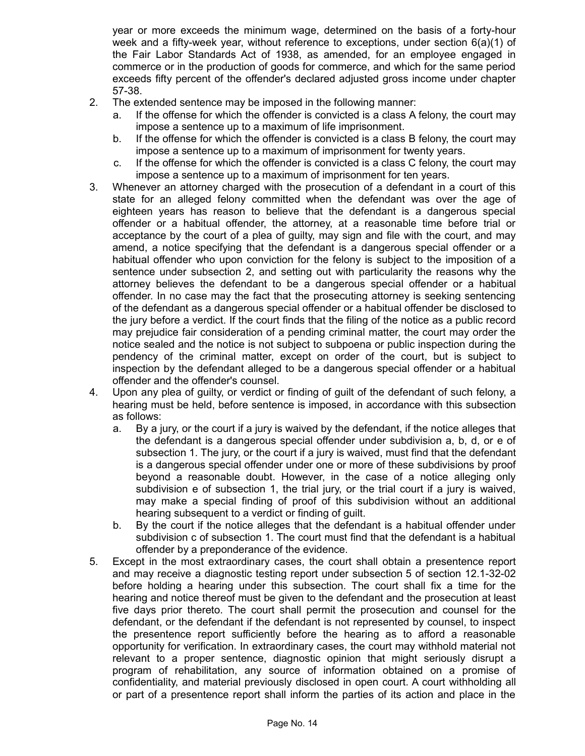year or more exceeds the minimum wage, determined on the basis of a forty-hour week and a fifty-week year, without reference to exceptions, under section 6(a)(1) of the Fair Labor Standards Act of 1938, as amended, for an employee engaged in commerce or in the production of goods for commerce, and which for the same period exceeds fifty percent of the offender's declared adjusted gross income under chapter 57-38.

2. The extended sentence may be imposed in the following manner:
   a. If the offense for which the offender is convicted is a class A felony, the court may impose a sentence up to a maximum of life imprisonment.
   b. If the offense for which the offender is convicted is a class B felony, the court may impose a sentence up to a maximum of imprisonment for twenty years.
   c. If the offense for which the offender is convicted is a class C felony, the court may impose a sentence up to a maximum of imprisonment for ten years.
3. Whenever an attorney charged with the prosecution of a defendant in a court of this state for an alleged felony committed when the defendant was over the age of eighteen years has reason to believe that the defendant is a dangerous special offender or a habitual offender, the attorney, at a reasonable time before trial or acceptance by the court of a plea of guilty, may sign and file with the court, and may amend, a notice specifying that the defendant is a dangerous special offender or a habitual offender who upon conviction for the felony is subject to the imposition of a sentence under subsection 2, and setting out with particularity the reasons why the attorney believes the defendant to be a dangerous special offender or a habitual offender. In no case may the fact that the prosecuting attorney is seeking sentencing of the defendant as a dangerous special offender or a habitual offender be disclosed to the jury before a verdict. If the court finds that the filing of the notice as a public record may prejudice fair consideration of a pending criminal matter, the court may order the notice sealed and the notice is not subject to subpoena or public inspection during the pendency of the criminal matter, except on order of the court, but is subject to inspection by the defendant alleged to be a dangerous special offender or a habitual offender and the offender's counsel.
4. Upon any plea of guilty, or verdict or finding of guilt of the defendant of such felony, a hearing must be held, before sentence is imposed, in accordance with this subsection as follows:
   a. By a jury, or the court if a jury is waived by the defendant, if the notice alleges that the defendant is a dangerous special offender under subdivision a, b, d, or e of subsection 1. The jury, or the court if a jury is waived, must find that the defendant is a dangerous special offender under one or more of these subdivisions by proof beyond a reasonable doubt. However, in the case of a notice alleging only subdivision e of subsection 1, the trial jury, or the trial court if a jury is waived, may make a special finding of proof of this subdivision without an additional hearing subsequent to a verdict or finding of guilt.
   b. By the court if the notice alleges that the defendant is a habitual offender under subdivision c of subsection 1. The court must find that the defendant is a habitual offender by a preponderance of the evidence.
5. Except in the most extraordinary cases, the court shall obtain a presentence report and may receive a diagnostic testing report under subsection 5 of section 12.1-32-02 before holding a hearing under this subsection. The court shall fix a time for the hearing and notice thereof must be given to the defendant and the prosecution at least five days prior thereto. The court shall permit the prosecution and counsel for the defendant, or the defendant if the defendant is not represented by counsel, to inspect the presentence report sufficiently before the hearing as to afford a reasonable opportunity for verification. In extraordinary cases, the court may withhold material not relevant to a proper sentence, diagnostic opinion that might seriously disrupt a program of rehabilitation, any source of information obtained on a promise of confidentiality, and material previously disclosed in open court. A court withholding all or part of a presentence report shall inform the parties of its action and place in the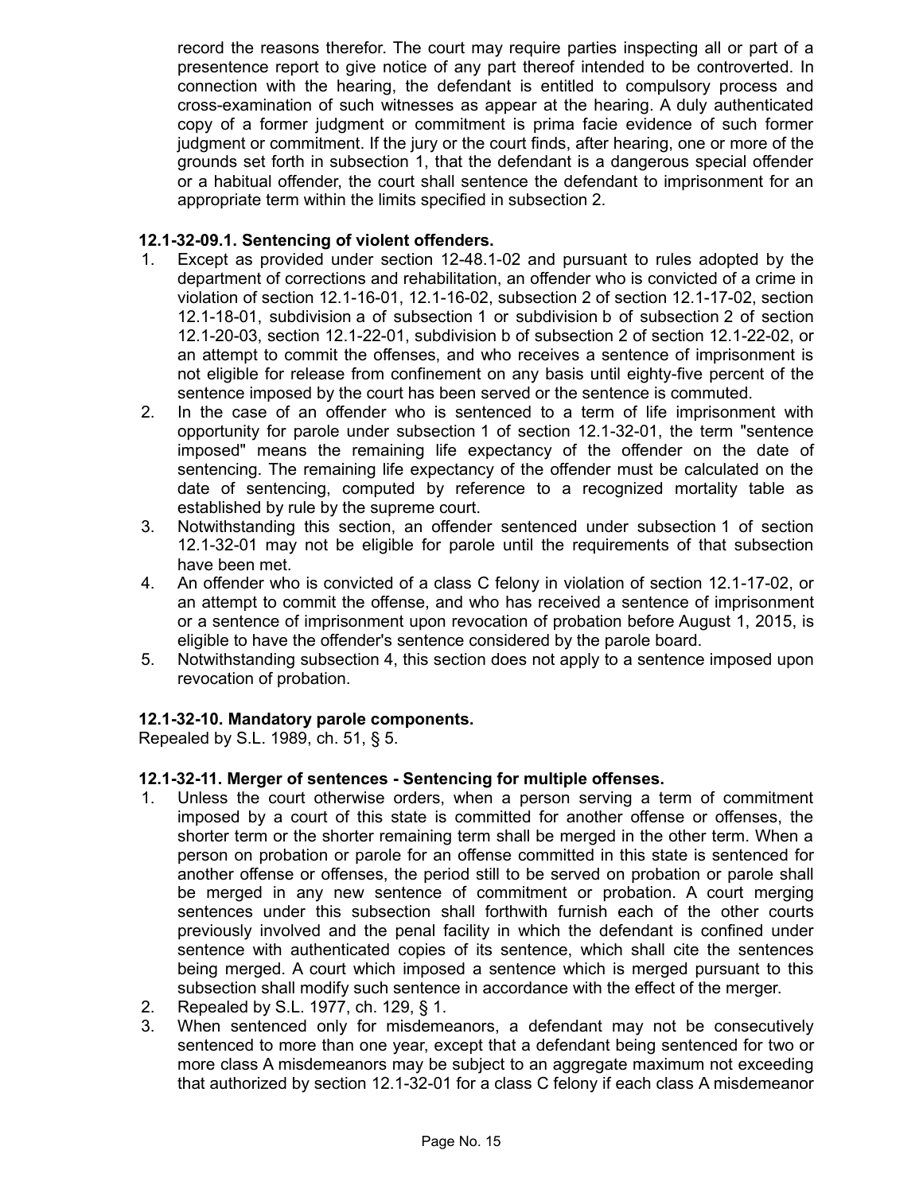record the reasons therefor. The court may require parties inspecting all or part of a presentence report to give notice of any part thereof intended to be controverted. In connection with the hearing, the defendant is entitled to compulsory process and cross-examination of such witnesses as appear at the hearing. A duly authenticated copy of a former judgment or commitment is prima facie evidence of such former judgment or commitment. If the jury or the court finds, after hearing, one or more of the grounds set forth in subsection 1, that the defendant is a dangerous special offender or a habitual offender, the court shall sentence the defendant to imprisonment for an appropriate term within the limits specified in subsection 2.

**12.1-32-09.1. Sentencing of violent offenders.**

1. Except as provided under section 12-48.1-02 and pursuant to rules adopted by the department of corrections and rehabilitation, an offender who is convicted of a crime in violation of section 12.1-16-01, 12.1-16-02, subsection 2 of section 12.1-17-02, section 12.1-18-01, subdivision a of subsection 1 or subdivision b of subsection 2 of section 12.1-20-03, section 12.1-22-01, subdivision b of subsection 2 of section 12.1-22-02, or an attempt to commit the offenses, and who receives a sentence of imprisonment is not eligible for release from confinement on any basis until eighty-five percent of the sentence imposed by the court has been served or the sentence is commuted.
2. In the case of an offender who is sentenced to a term of life imprisonment with opportunity for parole under subsection 1 of section 12.1-32-01, the term "sentence imposed" means the remaining life expectancy of the offender on the date of sentencing. The remaining life expectancy of the offender must be calculated on the date of sentencing, computed by reference to a recognized mortality table as established by rule by the supreme court.
3. Notwithstanding this section, an offender sentenced under subsection 1 of section 12.1-32-01 may not be eligible for parole until the requirements of that subsection have been met.
4. An offender who is convicted of a class C felony in violation of section 12.1-17-02, or an attempt to commit the offense, and who has received a sentence of imprisonment or a sentence of imprisonment upon revocation of probation before August 1, 2015, is eligible to have the offender's sentence considered by the parole board.
5. Notwithstanding subsection 4, this section does not apply to a sentence imposed upon revocation of probation.

**12.1-32-10. Mandatory parole components.**

Repealed by S.L. 1989, ch. 51, § 5.

**12.1-32-11. Merger of sentences - Sentencing for multiple offenses.**

1. Unless the court otherwise orders, when a person serving a term of commitment imposed by a court of this state is committed for another offense or offenses, the shorter term or the shorter remaining term shall be merged in the other term. When a person on probation or parole for an offense committed in this state is sentenced for another offense or offenses, the period still to be served on probation or parole shall be merged in any new sentence of commitment or probation. A court merging sentences under this subsection shall forthwith furnish each of the other courts previously involved and the penal facility in which the defendant is confined under sentence with authenticated copies of its sentence, which shall cite the sentences being merged. A court which imposed a sentence which is merged pursuant to this subsection shall modify such sentence in accordance with the effect of the merger.
2. Repealed by S.L. 1977, ch. 129, § 1.
3. When sentenced only for misdemeanors, a defendant may not be consecutively sentenced to more than one year, except that a defendant being sentenced for two or more class A misdemeanors may be subject to an aggregate maximum not exceeding that authorized by section 12.1-32-01 for a class C felony if each class A misdemeanor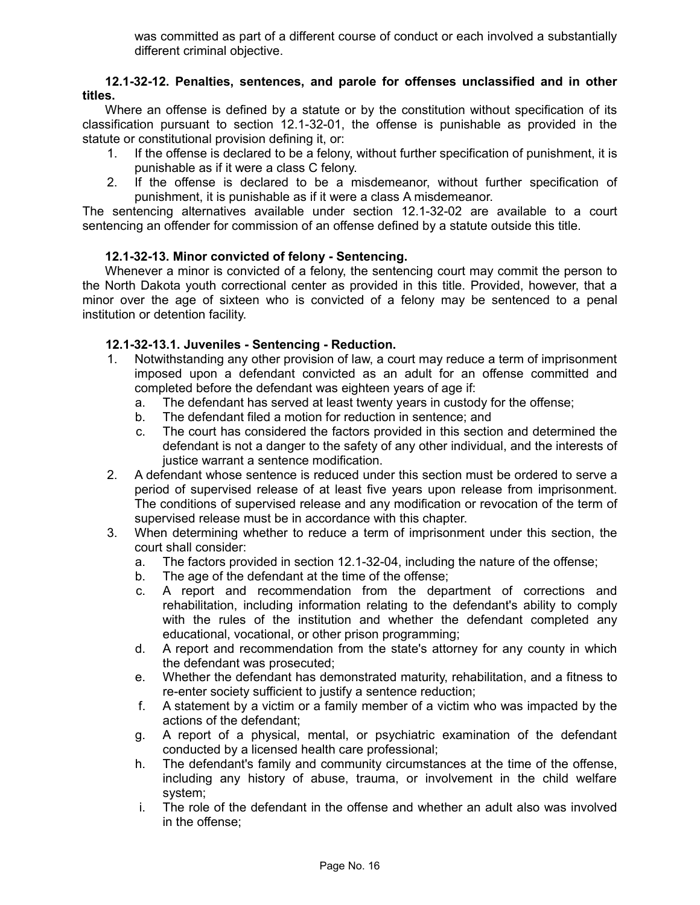was committed as part of a different course of conduct or each involved a substantially different criminal objective.

**12.1-32-12. Penalties, sentences, and parole for offenses unclassified and in other titles.**

Where an offense is defined by a statute or by the constitution without specification of its classification pursuant to section 12.1-32-01, the offense is punishable as provided in the statute or constitutional provision defining it, or:

1. If the offense is declared to be a felony, without further specification of punishment, it is punishable as if it were a class C felony.
2. If the offense is declared to be a misdemeanor, without further specification of punishment, it is punishable as if it were a class A misdemeanor.

The sentencing alternatives available under section 12.1-32-02 are available to a court sentencing an offender for commission of an offense defined by a statute outside this title.

**12.1-32-13. Minor convicted of felony - Sentencing.**

Whenever a minor is convicted of a felony, the sentencing court may commit the person to the North Dakota youth correctional center as provided in this title. Provided, however, that a minor over the age of sixteen who is convicted of a felony may be sentenced to a penal institution or detention facility.

**12.1-32-13.1. Juveniles - Sentencing - Reduction.**

1. Notwithstanding any other provision of law, a court may reduce a term of imprisonment imposed upon a defendant convicted as an adult for an offense committed and completed before the defendant was eighteen years of age if:
   a. The defendant has served at least twenty years in custody for the offense;
   b. The defendant filed a motion for reduction in sentence; and
   c. The court has considered the factors provided in this section and determined the defendant is not a danger to the safety of any other individual, and the interests of justice warrant a sentence modification.
2. A defendant whose sentence is reduced under this section must be ordered to serve a period of supervised release of at least five years upon release from imprisonment. The conditions of supervised release and any modification or revocation of the term of supervised release must be in accordance with this chapter.
3. When determining whether to reduce a term of imprisonment under this section, the court shall consider:
   a. The factors provided in section 12.1-32-04, including the nature of the offense;
   b. The age of the defendant at the time of the offense;
   c. A report and recommendation from the department of corrections and rehabilitation, including information relating to the defendant's ability to comply with the rules of the institution and whether the defendant completed any educational, vocational, or other prison programming;
   d. A report and recommendation from the state's attorney for any county in which the defendant was prosecuted;
   e. Whether the defendant has demonstrated maturity, rehabilitation, and a fitness to re-enter society sufficient to justify a sentence reduction;
   f. A statement by a victim or a family member of a victim who was impacted by the actions of the defendant;
   g. A report of a physical, mental, or psychiatric examination of the defendant conducted by a licensed health care professional;
   h. The defendant's family and community circumstances at the time of the offense, including any history of abuse, trauma, or involvement in the child welfare system;
   i. The role of the defendant in the offense and whether an adult also was involved in the offense;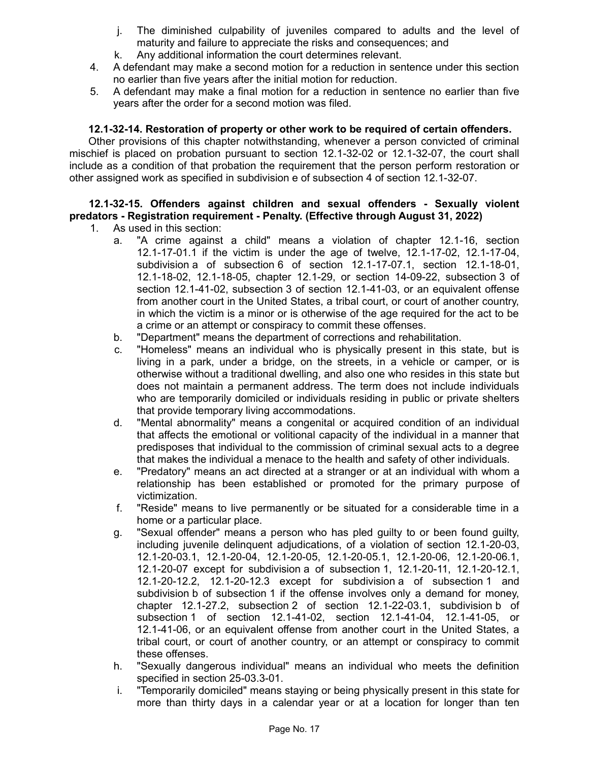j. The diminished culpability of juveniles compared to adults and the level of maturity and failure to appreciate the risks and consequences; and
k. Any additional information the court determines relevant.

4. A defendant may make a second motion for a reduction in sentence under this section no earlier than five years after the initial motion for reduction.
5. A defendant may make a final motion for a reduction in sentence no earlier than five years after the order for a second motion was filed.

**12.1-32-14. Restoration of property or other work to be required of certain offenders.**

Other provisions of this chapter notwithstanding, whenever a person convicted of criminal mischief is placed on probation pursuant to section 12.1-32-02 or 12.1-32-07, the court shall include as a condition of that probation the requirement that the person perform restoration or other assigned work as specified in subdivision e of subsection 4 of section 12.1-32-07.

**12.1-32-15. Offenders against children and sexual offenders - Sexually violent predators - Registration requirement - Penalty. (Effective through August 31, 2022)**

1. As used in this section:
   a. "A crime against a child" means a violation of chapter 12.1-16, section 12.1-17-01.1 if the victim is under the age of twelve, 12.1-17-02, 12.1-17-04, subdivision a of subsection 6 of section 12.1-17-07.1, section 12.1-18-01, 12.1-18-02, 12.1-18-05, chapter 12.1-29, or section 14-09-22, subsection 3 of section 12.1-41-02, subsection 3 of section 12.1-41-03, or an equivalent offense from another court in the United States, a tribal court, or court of another country, in which the victim is a minor or is otherwise of the age required for the act to be a crime or an attempt or conspiracy to commit these offenses.
   b. "Department" means the department of corrections and rehabilitation.
   c. "Homeless" means an individual who is physically present in this state, but is living in a park, under a bridge, on the streets, in a vehicle or camper, or is otherwise without a traditional dwelling, and also one who resides in this state but does not maintain a permanent address. The term does not include individuals who are temporarily domiciled or individuals residing in public or private shelters that provide temporary living accommodations.
   d. "Mental abnormality" means a congenital or acquired condition of an individual that affects the emotional or volitional capacity of the individual in a manner that predisposes that individual to the commission of criminal sexual acts to a degree that makes the individual a menace to the health and safety of other individuals.
   e. "Predatory" means an act directed at a stranger or at an individual with whom a relationship has been established or promoted for the primary purpose of victimization.
   f. "Reside" means to live permanently or be situated for a considerable time in a home or a particular place.
   g. "Sexual offender" means a person who has pled guilty to or been found guilty, including juvenile delinquent adjudications, of a violation of section 12.1-20-03, 12.1-20-03.1, 12.1-20-04, 12.1-20-05, 12.1-20-05.1, 12.1-20-06, 12.1-20-06.1, 12.1-20-07 except for subdivision a of subsection 1, 12.1-20-11, 12.1-20-12.1, 12.1-20-12.2, 12.1-20-12.3 except for subdivision a of subsection 1 and subdivision b of subsection 1 if the offense involves only a demand for money, chapter 12.1-27.2, subsection 2 of section 12.1-22-03.1, subdivision b of subsection 1 of section 12.1-41-02, section 12.1-41-04, 12.1-41-05, or 12.1-41-06, or an equivalent offense from another court in the United States, a tribal court, or court of another country, or an attempt or conspiracy to commit these offenses.
   h. "Sexually dangerous individual" means an individual who meets the definition specified in section 25-03.3-01.
   i. "Temporarily domiciled" means staying or being physically present in this state for more than thirty days in a calendar year or at a location for longer than ten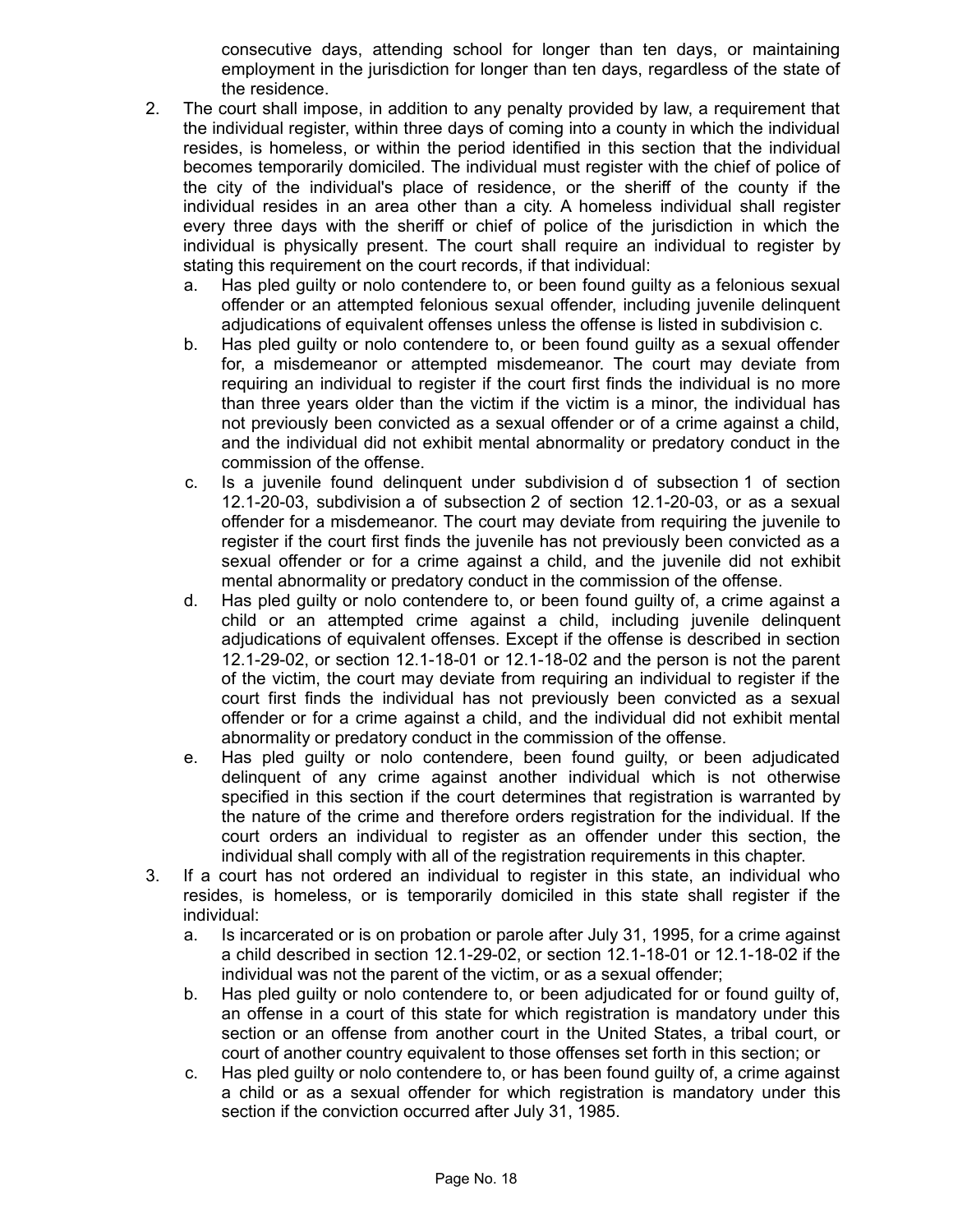consecutive days, attending school for longer than ten days, or maintaining employment in the jurisdiction for longer than ten days, regardless of the state of the residence.

2. The court shall impose, in addition to any penalty provided by law, a requirement that the individual register, within three days of coming into a county in which the individual resides, is homeless, or within the period identified in this section that the individual becomes temporarily domiciled. The individual must register with the chief of police of the city of the individual's place of residence, or the sheriff of the county if the individual resides in an area other than a city. A homeless individual shall register every three days with the sheriff or chief of police of the jurisdiction in which the individual is physically present. The court shall require an individual to register by stating this requirement on the court records, if that individual:
   a. Has pled guilty or nolo contendere to, or been found guilty as a felonious sexual offender or an attempted felonious sexual offender, including juvenile delinquent adjudications of equivalent offenses unless the offense is listed in subdivision c.
   b. Has pled guilty or nolo contendere to, or been found guilty as a sexual offender for, a misdemeanor or attempted misdemeanor. The court may deviate from requiring an individual to register if the court first finds the individual is no more than three years older than the victim if the victim is a minor, the individual has not previously been convicted as a sexual offender or of a crime against a child, and the individual did not exhibit mental abnormality or predatory conduct in the commission of the offense.
   c. Is a juvenile found delinquent under subdivision d of subsection 1 of section 12.1-20-03, subdivision a of subsection 2 of section 12.1-20-03, or as a sexual offender for a misdemeanor. The court may deviate from requiring the juvenile to register if the court first finds the juvenile has not previously been convicted as a sexual offender or for a crime against a child, and the juvenile did not exhibit mental abnormality or predatory conduct in the commission of the offense.
   d. Has pled guilty or nolo contendere to, or been found guilty of, a crime against a child or an attempted crime against a child, including juvenile delinquent adjudications of equivalent offenses. Except if the offense is described in section 12.1-29-02, or section 12.1-18-01 or 12.1-18-02 and the person is not the parent of the victim, the court may deviate from requiring an individual to register if the court first finds the individual has not previously been convicted as a sexual offender or for a crime against a child, and the individual did not exhibit mental abnormality or predatory conduct in the commission of the offense.
   e. Has pled guilty or nolo contendere, been found guilty, or been adjudicated delinquent of any crime against another individual which is not otherwise specified in this section if the court determines that registration is warranted by the nature of the crime and therefore orders registration for the individual. If the court orders an individual to register as an offender under this section, the individual shall comply with all of the registration requirements in this chapter.

3. If a court has not ordered an individual to register in this state, an individual who resides, is homeless, or is temporarily domiciled in this state shall register if the individual:
   a. Is incarcerated or is on probation or parole after July 31, 1995, for a crime against a child described in section 12.1-29-02, or section 12.1-18-01 or 12.1-18-02 if the individual was not the parent of the victim, or as a sexual offender;
   b. Has pled guilty or nolo contendere to, or been adjudicated for or found guilty of, an offense in a court of this state for which registration is mandatory under this section or an offense from another court in the United States, a tribal court, or court of another country equivalent to those offenses set forth in this section; or
   c. Has pled guilty or nolo contendere to, or has been found guilty of, a crime against a child or as a sexual offender for which registration is mandatory under this section if the conviction occurred after July 31, 1985.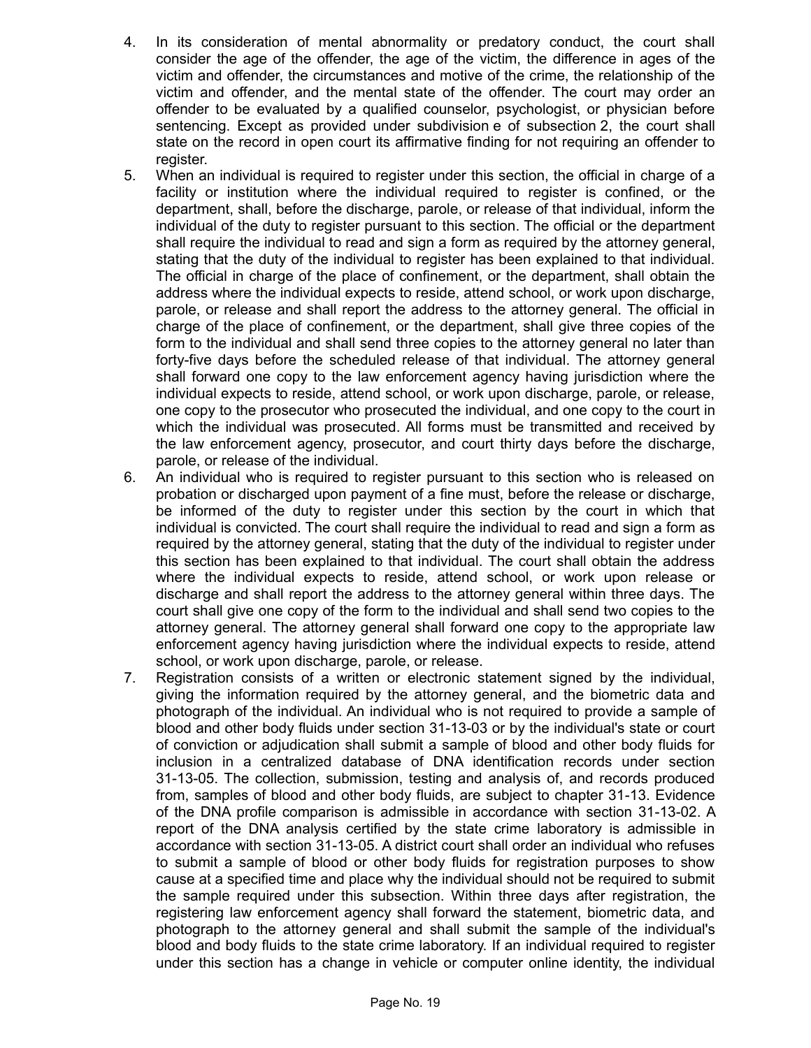4. In its consideration of mental abnormality or predatory conduct, the court shall consider the age of the offender, the age of the victim, the difference in ages of the victim and offender, the circumstances and motive of the crime, the relationship of the victim and offender, and the mental state of the offender. The court may order an offender to be evaluated by a qualified counselor, psychologist, or physician before sentencing. Except as provided under subdivision e of subsection 2, the court shall state on the record in open court its affirmative finding for not requiring an offender to register.
5. When an individual is required to register under this section, the official in charge of a facility or institution where the individual required to register is confined, or the department, shall, before the discharge, parole, or release of that individual, inform the individual of the duty to register pursuant to this section. The official or the department shall require the individual to read and sign a form as required by the attorney general, stating that the duty of the individual to register has been explained to that individual. The official in charge of the place of confinement, or the department, shall obtain the address where the individual expects to reside, attend school, or work upon discharge, parole, or release and shall report the address to the attorney general. The official in charge of the place of confinement, or the department, shall give three copies of the form to the individual and shall send three copies to the attorney general no later than forty-five days before the scheduled release of that individual. The attorney general shall forward one copy to the law enforcement agency having jurisdiction where the individual expects to reside, attend school, or work upon discharge, parole, or release, one copy to the prosecutor who prosecuted the individual, and one copy to the court in which the individual was prosecuted. All forms must be transmitted and received by the law enforcement agency, prosecutor, and court thirty days before the discharge, parole, or release of the individual.
6. An individual who is required to register pursuant to this section who is released on probation or discharged upon payment of a fine must, before the release or discharge, be informed of the duty to register under this section by the court in which that individual is convicted. The court shall require the individual to read and sign a form as required by the attorney general, stating that the duty of the individual to register under this section has been explained to that individual. The court shall obtain the address where the individual expects to reside, attend school, or work upon release or discharge and shall report the address to the attorney general within three days. The court shall give one copy of the form to the individual and shall send two copies to the attorney general. The attorney general shall forward one copy to the appropriate law enforcement agency having jurisdiction where the individual expects to reside, attend school, or work upon discharge, parole, or release.
7. Registration consists of a written or electronic statement signed by the individual, giving the information required by the attorney general, and the biometric data and photograph of the individual. An individual who is not required to provide a sample of blood and other body fluids under section 31-13-03 or by the individual's state or court of conviction or adjudication shall submit a sample of blood and other body fluids for inclusion in a centralized database of DNA identification records under section 31-13-05. The collection, submission, testing and analysis of, and records produced from, samples of blood and other body fluids, are subject to chapter 31-13. Evidence of the DNA profile comparison is admissible in accordance with section 31-13-02. A report of the DNA analysis certified by the state crime laboratory is admissible in accordance with section 31-13-05. A district court shall order an individual who refuses to submit a sample of blood or other body fluids for registration purposes to show cause at a specified time and place why the individual should not be required to submit the sample required under this subsection. Within three days after registration, the registering law enforcement agency shall forward the statement, biometric data, and photograph to the attorney general and shall submit the sample of the individual's blood and body fluids to the state crime laboratory. If an individual required to register under this section has a change in vehicle or computer online identity, the individual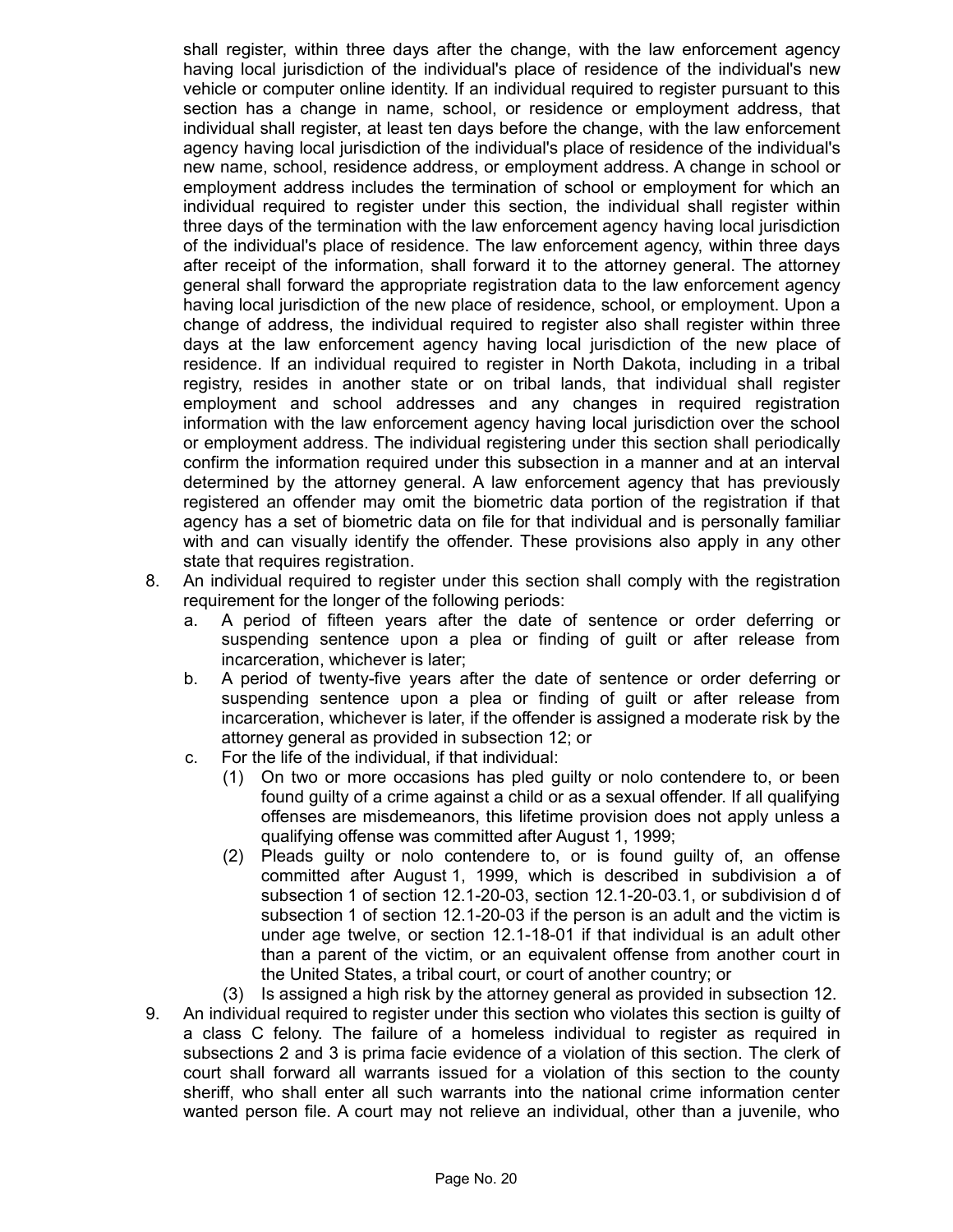shall register, within three days after the change, with the law enforcement agency having local jurisdiction of the individual's place of residence of the individual's new vehicle or computer online identity. If an individual required to register pursuant to this section has a change in name, school, or residence or employment address, that individual shall register, at least ten days before the change, with the law enforcement agency having local jurisdiction of the individual's place of residence of the individual's new name, school, residence address, or employment address. A change in school or employment address includes the termination of school or employment for which an individual required to register under this section, the individual shall register within three days of the termination with the law enforcement agency having local jurisdiction of the individual's place of residence. The law enforcement agency, within three days after receipt of the information, shall forward it to the attorney general. The attorney general shall forward the appropriate registration data to the law enforcement agency having local jurisdiction of the new place of residence, school, or employment. Upon a change of address, the individual required to register also shall register within three days at the law enforcement agency having local jurisdiction of the new place of residence. If an individual required to register in North Dakota, including in a tribal registry, resides in another state or on tribal lands, that individual shall register employment and school addresses and any changes in required registration information with the law enforcement agency having local jurisdiction over the school or employment address. The individual registering under this section shall periodically confirm the information required under this subsection in a manner and at an interval determined by the attorney general. A law enforcement agency that has previously registered an offender may omit the biometric data portion of the registration if that agency has a set of biometric data on file for that individual and is personally familiar with and can visually identify the offender. These provisions also apply in any other state that requires registration.

8. An individual required to register under this section shall comply with the registration requirement for the longer of the following periods:
   a. A period of fifteen years after the date of sentence or order deferring or suspending sentence upon a plea or finding of guilt or after release from incarceration, whichever is later;
   b. A period of twenty-five years after the date of sentence or order deferring or suspending sentence upon a plea or finding of guilt or after release from incarceration, whichever is later, if the offender is assigned a moderate risk by the attorney general as provided in subsection 12; or
   c. For the life of the individual, if that individual:
      (1) On two or more occasions has pled guilty or nolo contendere to, or been found guilty of a crime against a child or as a sexual offender. If all qualifying offenses are misdemeanors, this lifetime provision does not apply unless a qualifying offense was committed after August 1, 1999;
      (2) Pleads guilty or nolo contendere to, or is found guilty of, an offense committed after August 1, 1999, which is described in subdivision a of subsection 1 of section 12.1-20-03, section 12.1-20-03.1, or subdivision d of subsection 1 of section 12.1-20-03 if the person is an adult and the victim is under age twelve, or section 12.1-18-01 if that individual is an adult other than a parent of the victim, or an equivalent offense from another court in the United States, a tribal court, or court of another country; or
      (3) Is assigned a high risk by the attorney general as provided in subsection 12.
9. An individual required to register under this section who violates this section is guilty of a class C felony. The failure of a homeless individual to register as required in subsections 2 and 3 is prima facie evidence of a violation of this section. The clerk of court shall forward all warrants issued for a violation of this section to the county sheriff, who shall enter all such warrants into the national crime information center wanted person file. A court may not relieve an individual, other than a juvenile, who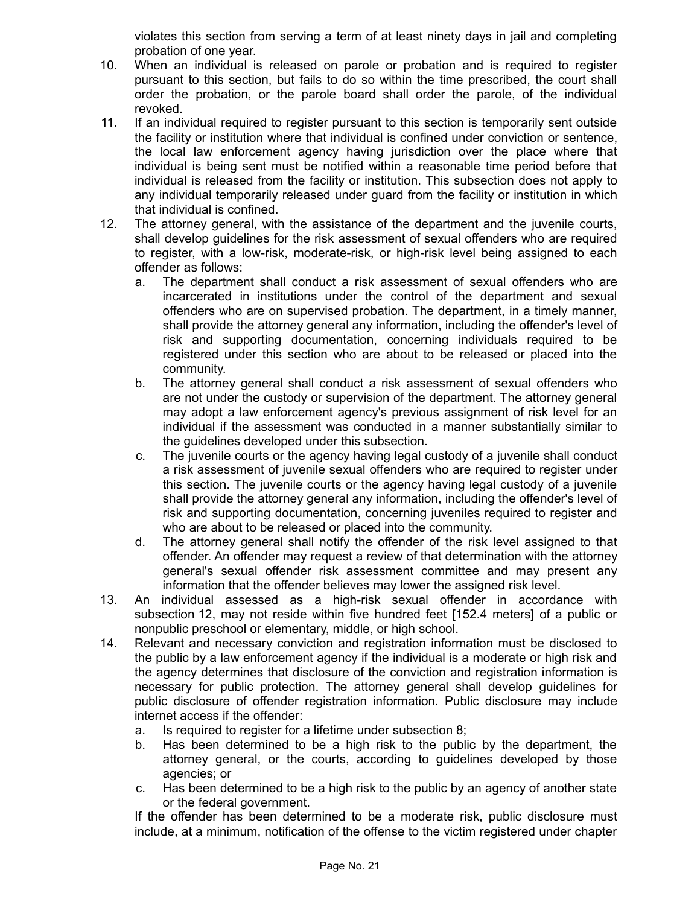violates this section from serving a term of at least ninety days in jail and completing probation of one year.

10. When an individual is released on parole or probation and is required to register pursuant to this section, but fails to do so within the time prescribed, the court shall order the probation, or the parole board shall order the parole, of the individual revoked.
11. If an individual required to register pursuant to this section is temporarily sent outside the facility or institution where that individual is confined under conviction or sentence, the local law enforcement agency having jurisdiction over the place where that individual is being sent must be notified within a reasonable time period before that individual is released from the facility or institution. This subsection does not apply to any individual temporarily released under guard from the facility or institution in which that individual is confined.
12. The attorney general, with the assistance of the department and the juvenile courts, shall develop guidelines for the risk assessment of sexual offenders who are required to register, with a low-risk, moderate-risk, or high-risk level being assigned to each offender as follows:
    a. The department shall conduct a risk assessment of sexual offenders who are incarcerated in institutions under the control of the department and sexual offenders who are on supervised probation. The department, in a timely manner, shall provide the attorney general any information, including the offender's level of risk and supporting documentation, concerning individuals required to be registered under this section who are about to be released or placed into the community.
    b. The attorney general shall conduct a risk assessment of sexual offenders who are not under the custody or supervision of the department. The attorney general may adopt a law enforcement agency's previous assignment of risk level for an individual if the assessment was conducted in a manner substantially similar to the guidelines developed under this subsection.
    c. The juvenile courts or the agency having legal custody of a juvenile shall conduct a risk assessment of juvenile sexual offenders who are required to register under this section. The juvenile courts or the agency having legal custody of a juvenile shall provide the attorney general any information, including the offender's level of risk and supporting documentation, concerning juveniles required to register and who are about to be released or placed into the community.
    d. The attorney general shall notify the offender of the risk level assigned to that offender. An offender may request a review of that determination with the attorney general's sexual offender risk assessment committee and may present any information that the offender believes may lower the assigned risk level.
13. An individual assessed as a high-risk sexual offender in accordance with subsection 12, may not reside within five hundred feet [152.4 meters] of a public or nonpublic preschool or elementary, middle, or high school.
14. Relevant and necessary conviction and registration information must be disclosed to the public by a law enforcement agency if the individual is a moderate or high risk and the agency determines that disclosure of the conviction and registration information is necessary for public protection. The attorney general shall develop guidelines for public disclosure of offender registration information. Public disclosure may include internet access if the offender:
    a. Is required to register for a lifetime under subsection 8;
    b. Has been determined to be a high risk to the public by the department, the attorney general, or the courts, according to guidelines developed by those agencies; or
    c. Has been determined to be a high risk to the public by an agency of another state or the federal government.

    If the offender has been determined to be a moderate risk, public disclosure must include, at a minimum, notification of the offense to the victim registered under chapter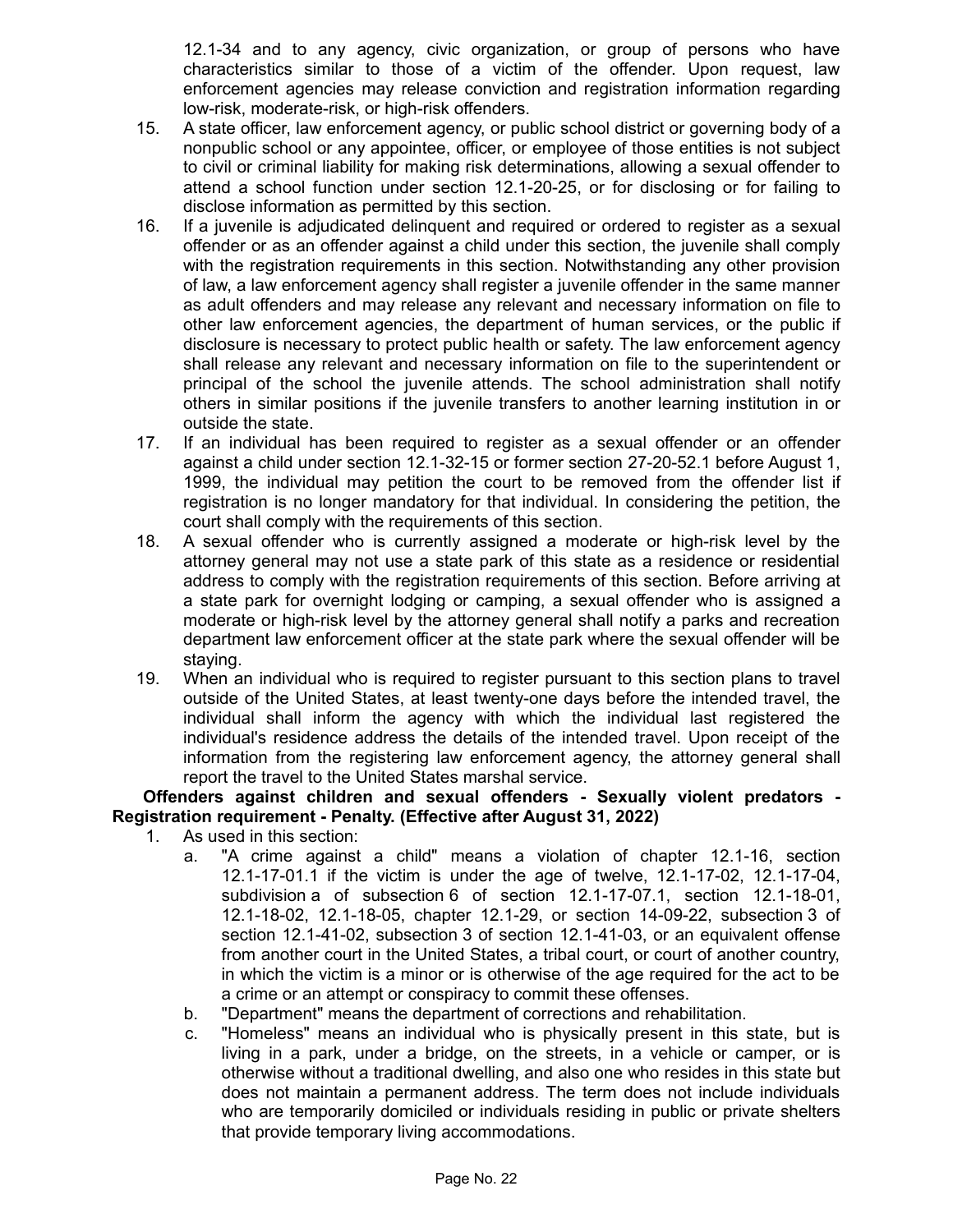12.1-34 and to any agency, civic organization, or group of persons who have characteristics similar to those of a victim of the offender. Upon request, law enforcement agencies may release conviction and registration information regarding low-risk, moderate-risk, or high-risk offenders.

15. A state officer, law enforcement agency, or public school district or governing body of a nonpublic school or any appointee, officer, or employee of those entities is not subject to civil or criminal liability for making risk determinations, allowing a sexual offender to attend a school function under section 12.1-20-25, or for disclosing or for failing to disclose information as permitted by this section.
16. If a juvenile is adjudicated delinquent and required or ordered to register as a sexual offender or as an offender against a child under this section, the juvenile shall comply with the registration requirements in this section. Notwithstanding any other provision of law, a law enforcement agency shall register a juvenile offender in the same manner as adult offenders and may release any relevant and necessary information on file to other law enforcement agencies, the department of human services, or the public if disclosure is necessary to protect public health or safety. The law enforcement agency shall release any relevant and necessary information on file to the superintendent or principal of the school the juvenile attends. The school administration shall notify others in similar positions if the juvenile transfers to another learning institution in or outside the state.
17. If an individual has been required to register as a sexual offender or an offender against a child under section 12.1-32-15 or former section 27-20-52.1 before August 1, 1999, the individual may petition the court to be removed from the offender list if registration is no longer mandatory for that individual. In considering the petition, the court shall comply with the requirements of this section.
18. A sexual offender who is currently assigned a moderate or high-risk level by the attorney general may not use a state park of this state as a residence or residential address to comply with the registration requirements of this section. Before arriving at a state park for overnight lodging or camping, a sexual offender who is assigned a moderate or high-risk level by the attorney general shall notify a parks and recreation department law enforcement officer at the state park where the sexual offender will be staying.
19. When an individual who is required to register pursuant to this section plans to travel outside of the United States, at least twenty-one days before the intended travel, the individual shall inform the agency with which the individual last registered the individual's residence address the details of the intended travel. Upon receipt of the information from the registering law enforcement agency, the attorney general shall report the travel to the United States marshal service.

**Offenders against children and sexual offenders - Sexually violent predators - Registration requirement - Penalty. (Effective after August 31, 2022)**

1. As used in this section:
   a. "A crime against a child" means a violation of chapter 12.1-16, section 12.1-17-01.1 if the victim is under the age of twelve, 12.1-17-02, 12.1-17-04, subdivision a of subsection 6 of section 12.1-17-07.1, section 12.1-18-01, 12.1-18-02, 12.1-18-05, chapter 12.1-29, or section 14-09-22, subsection 3 of section 12.1-41-02, subsection 3 of section 12.1-41-03, or an equivalent offense from another court in the United States, a tribal court, or court of another country, in which the victim is a minor or is otherwise of the age required for the act to be a crime or an attempt or conspiracy to commit these offenses.
   b. "Department" means the department of corrections and rehabilitation.
   c. "Homeless" means an individual who is physically present in this state, but is living in a park, under a bridge, on the streets, in a vehicle or camper, or is otherwise without a traditional dwelling, and also one who resides in this state but does not maintain a permanent address. The term does not include individuals who are temporarily domiciled or individuals residing in public or private shelters that provide temporary living accommodations.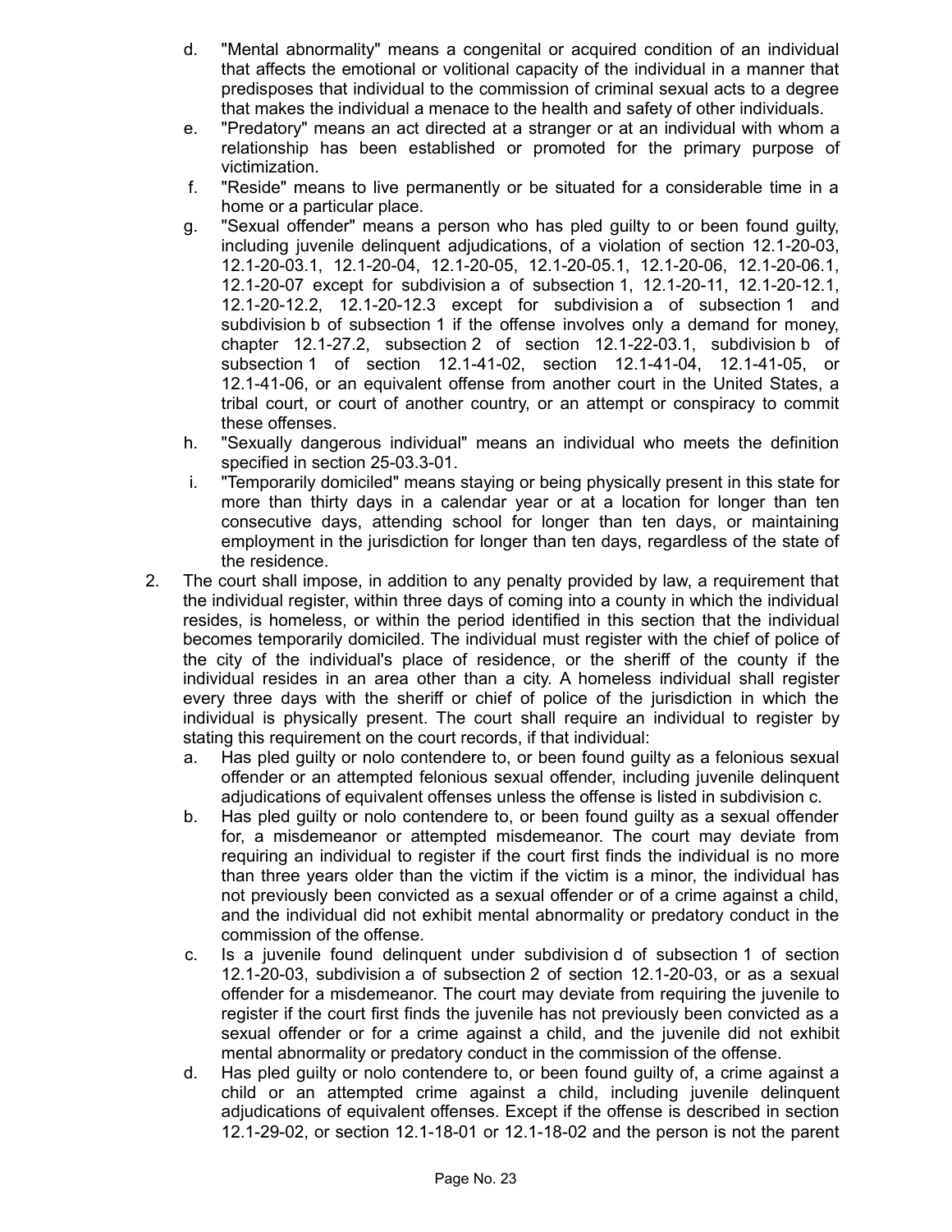d. "Mental abnormality" means a congenital or acquired condition of an individual that affects the emotional or volitional capacity of the individual in a manner that predisposes that individual to the commission of criminal sexual acts to a degree that makes the individual a menace to the health and safety of other individuals.

e. "Predatory" means an act directed at a stranger or at an individual with whom a relationship has been established or promoted for the primary purpose of victimization.

f. "Reside" means to live permanently or be situated for a considerable time in a home or a particular place.

g. "Sexual offender" means a person who has pled guilty to or been found guilty, including juvenile delinquent adjudications, of a violation of section 12.1-20-03, 12.1-20-03.1, 12.1-20-04, 12.1-20-05, 12.1-20-05.1, 12.1-20-06, 12.1-20-06.1, 12.1-20-07 except for subdivision a of subsection 1, 12.1-20-11, 12.1-20-12.1, 12.1-20-12.2, 12.1-20-12.3 except for subdivision a of subsection 1 and subdivision b of subsection 1 if the offense involves only a demand for money, chapter 12.1-27.2, subsection 2 of section 12.1-22-03.1, subdivision b of subsection 1 of section 12.1-41-02, section 12.1-41-04, 12.1-41-05, or 12.1-41-06, or an equivalent offense from another court in the United States, a tribal court, or court of another country, or an attempt or conspiracy to commit these offenses.

h. "Sexually dangerous individual" means an individual who meets the definition specified in section 25-03.3-01.

i. "Temporarily domiciled" means staying or being physically present in this state for more than thirty days in a calendar year or at a location for longer than ten consecutive days, attending school for longer than ten days, or maintaining employment in the jurisdiction for longer than ten days, regardless of the state of the residence.

2. The court shall impose, in addition to any penalty provided by law, a requirement that the individual register, within three days of coming into a county in which the individual resides, is homeless, or within the period identified in this section that the individual becomes temporarily domiciled. The individual must register with the chief of police of the city of the individual's place of residence, or the sheriff of the county if the individual resides in an area other than a city. A homeless individual shall register every three days with the sheriff or chief of police of the jurisdiction in which the individual is physically present. The court shall require an individual to register by stating this requirement on the court records, if that individual:

   a. Has pled guilty or nolo contendere to, or been found guilty as a felonious sexual offender or an attempted felonious sexual offender, including juvenile delinquent adjudications of equivalent offenses unless the offense is listed in subdivision c.

   b. Has pled guilty or nolo contendere to, or been found guilty as a sexual offender for, a misdemeanor or attempted misdemeanor. The court may deviate from requiring an individual to register if the court first finds the individual is no more than three years older than the victim if the victim is a minor, the individual has not previously been convicted as a sexual offender or of a crime against a child, and the individual did not exhibit mental abnormality or predatory conduct in the commission of the offense.

   c. Is a juvenile found delinquent under subdivision d of subsection 1 of section 12.1-20-03, subdivision a of subsection 2 of section 12.1-20-03, or as a sexual offender for a misdemeanor. The court may deviate from requiring the juvenile to register if the court first finds the juvenile has not previously been convicted as a sexual offender or for a crime against a child, and the juvenile did not exhibit mental abnormality or predatory conduct in the commission of the offense.

   d. Has pled guilty or nolo contendere to, or been found guilty of, a crime against a child or an attempted crime against a child, including juvenile delinquent adjudications of equivalent offenses. Except if the offense is described in section 12.1-29-02, or section 12.1-18-01 or 12.1-18-02 and the person is not the parent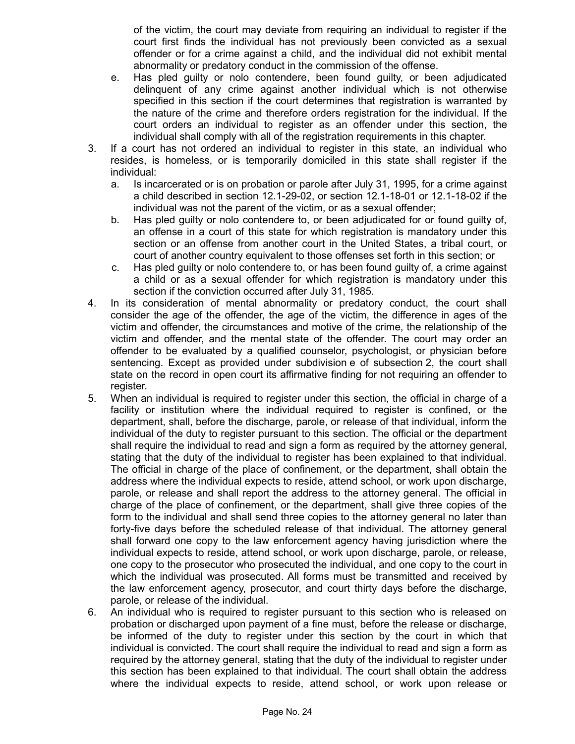of the victim, the court may deviate from requiring an individual to register if the court first finds the individual has not previously been convicted as a sexual offender or for a crime against a child, and the individual did not exhibit mental abnormality or predatory conduct in the commission of the offense.

   e. Has pled guilty or nolo contendere, been found guilty, or been adjudicated delinquent of any crime against another individual which is not otherwise specified in this section if the court determines that registration is warranted by the nature of the crime and therefore orders registration for the individual. If the court orders an individual to register as an offender under this section, the individual shall comply with all of the registration requirements in this chapter.

3. If a court has not ordered an individual to register in this state, an individual who resides, is homeless, or is temporarily domiciled in this state shall register if the individual:
   a. Is incarcerated or is on probation or parole after July 31, 1995, for a crime against a child described in section 12.1-29-02, or section 12.1-18-01 or 12.1-18-02 if the individual was not the parent of the victim, or as a sexual offender;
   b. Has pled guilty or nolo contendere to, or been adjudicated for or found guilty of, an offense in a court of this state for which registration is mandatory under this section or an offense from another court in the United States, a tribal court, or court of another country equivalent to those offenses set forth in this section; or
   c. Has pled guilty or nolo contendere to, or has been found guilty of, a crime against a child or as a sexual offender for which registration is mandatory under this section if the conviction occurred after July 31, 1985.
4. In its consideration of mental abnormality or predatory conduct, the court shall consider the age of the offender, the age of the victim, the difference in ages of the victim and offender, the circumstances and motive of the crime, the relationship of the victim and offender, and the mental state of the offender. The court may order an offender to be evaluated by a qualified counselor, psychologist, or physician before sentencing. Except as provided under subdivision e of subsection 2, the court shall state on the record in open court its affirmative finding for not requiring an offender to register.
5. When an individual is required to register under this section, the official in charge of a facility or institution where the individual required to register is confined, or the department, shall, before the discharge, parole, or release of that individual, inform the individual of the duty to register pursuant to this section. The official or the department shall require the individual to read and sign a form as required by the attorney general, stating that the duty of the individual to register has been explained to that individual. The official in charge of the place of confinement, or the department, shall obtain the address where the individual expects to reside, attend school, or work upon discharge, parole, or release and shall report the address to the attorney general. The official in charge of the place of confinement, or the department, shall give three copies of the form to the individual and shall send three copies to the attorney general no later than forty-five days before the scheduled release of that individual. The attorney general shall forward one copy to the law enforcement agency having jurisdiction where the individual expects to reside, attend school, or work upon discharge, parole, or release, one copy to the prosecutor who prosecuted the individual, and one copy to the court in which the individual was prosecuted. All forms must be transmitted and received by the law enforcement agency, prosecutor, and court thirty days before the discharge, parole, or release of the individual.
6. An individual who is required to register pursuant to this section who is released on probation or discharged upon payment of a fine must, before the release or discharge, be informed of the duty to register under this section by the court in which that individual is convicted. The court shall require the individual to read and sign a form as required by the attorney general, stating that the duty of the individual to register under this section has been explained to that individual. The court shall obtain the address where the individual expects to reside, attend school, or work upon release or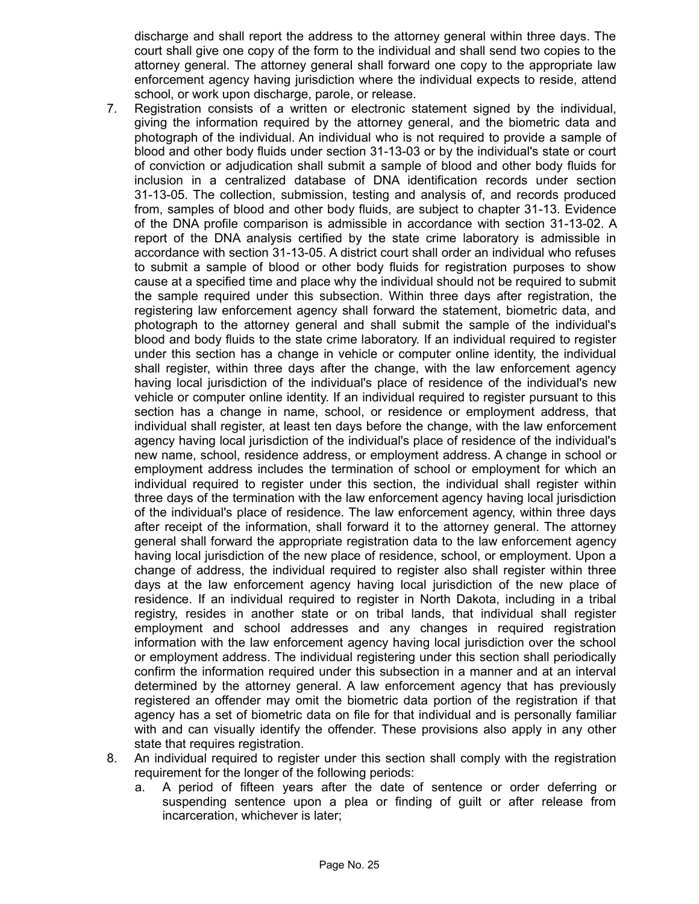discharge and shall report the address to the attorney general within three days. The court shall give one copy of the form to the individual and shall send two copies to the attorney general. The attorney general shall forward one copy to the appropriate law enforcement agency having jurisdiction where the individual expects to reside, attend school, or work upon discharge, parole, or release.

7. Registration consists of a written or electronic statement signed by the individual, giving the information required by the attorney general, and the biometric data and photograph of the individual. An individual who is not required to provide a sample of blood and other body fluids under section 31-13-03 or by the individual's state or court of conviction or adjudication shall submit a sample of blood and other body fluids for inclusion in a centralized database of DNA identification records under section 31-13-05. The collection, submission, testing and analysis of, and records produced from, samples of blood and other body fluids, are subject to chapter 31-13. Evidence of the DNA profile comparison is admissible in accordance with section 31-13-02. A report of the DNA analysis certified by the state crime laboratory is admissible in accordance with section 31-13-05. A district court shall order an individual who refuses to submit a sample of blood or other body fluids for registration purposes to show cause at a specified time and place why the individual should not be required to submit the sample required under this subsection. Within three days after registration, the registering law enforcement agency shall forward the statement, biometric data, and photograph to the attorney general and shall submit the sample of the individual's blood and body fluids to the state crime laboratory. If an individual required to register under this section has a change in vehicle or computer online identity, the individual shall register, within three days after the change, with the law enforcement agency having local jurisdiction of the individual's place of residence of the individual's new vehicle or computer online identity. If an individual required to register pursuant to this section has a change in name, school, or residence or employment address, that individual shall register, at least ten days before the change, with the law enforcement agency having local jurisdiction of the individual's place of residence of the individual's new name, school, residence address, or employment address. A change in school or employment address includes the termination of school or employment for which an individual required to register under this section, the individual shall register within three days of the termination with the law enforcement agency having local jurisdiction of the individual's place of residence. The law enforcement agency, within three days after receipt of the information, shall forward it to the attorney general. The attorney general shall forward the appropriate registration data to the law enforcement agency having local jurisdiction of the new place of residence, school, or employment. Upon a change of address, the individual required to register also shall register within three days at the law enforcement agency having local jurisdiction of the new place of residence. If an individual required to register in North Dakota, including in a tribal registry, resides in another state or on tribal lands, that individual shall register employment and school addresses and any changes in required registration information with the law enforcement agency having local jurisdiction over the school or employment address. The individual registering under this section shall periodically confirm the information required under this subsection in a manner and at an interval determined by the attorney general. A law enforcement agency that has previously registered an offender may omit the biometric data portion of the registration if that agency has a set of biometric data on file for that individual and is personally familiar with and can visually identify the offender. These provisions also apply in any other state that requires registration.

8. An individual required to register under this section shall comply with the registration requirement for the longer of the following periods:
   a. A period of fifteen years after the date of sentence or order deferring or suspending sentence upon a plea or finding of guilt or after release from incarceration, whichever is later;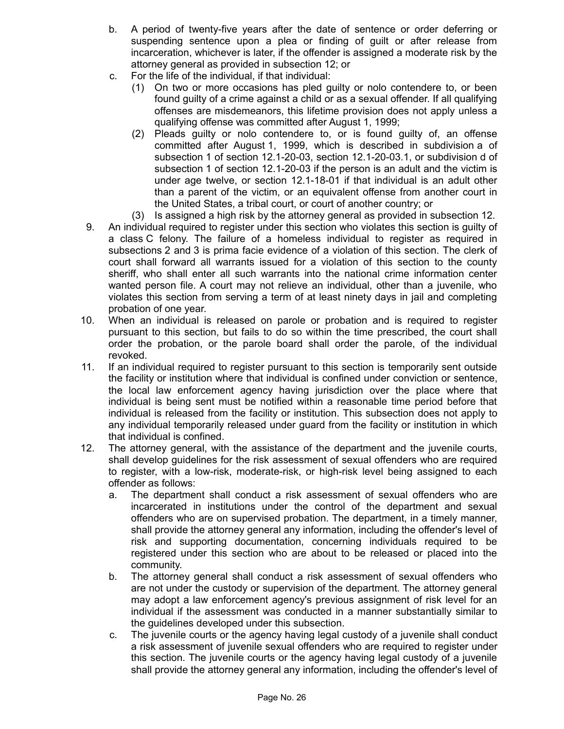b. A period of twenty-five years after the date of sentence or order deferring or suspending sentence upon a plea or finding of guilt or after release from incarceration, whichever is later, if the offender is assigned a moderate risk by the attorney general as provided in subsection 12; or

c. For the life of the individual, if that individual:

   (1) On two or more occasions has pled guilty or nolo contendere to, or been found guilty of a crime against a child or as a sexual offender. If all qualifying offenses are misdemeanors, this lifetime provision does not apply unless a qualifying offense was committed after August 1, 1999;

   (2) Pleads guilty or nolo contendere to, or is found guilty of, an offense committed after August 1, 1999, which is described in subdivision a of subsection 1 of section 12.1-20-03, section 12.1-20-03.1, or subdivision d of subsection 1 of section 12.1-20-03 if the person is an adult and the victim is under age twelve, or section 12.1-18-01 if that individual is an adult other than a parent of the victim, or an equivalent offense from another court in the United States, a tribal court, or court of another country; or

   (3) Is assigned a high risk by the attorney general as provided in subsection 12.

9. An individual required to register under this section who violates this section is guilty of a class C felony. The failure of a homeless individual to register as required in subsections 2 and 3 is prima facie evidence of a violation of this section. The clerk of court shall forward all warrants issued for a violation of this section to the county sheriff, who shall enter all such warrants into the national crime information center wanted person file. A court may not relieve an individual, other than a juvenile, who violates this section from serving a term of at least ninety days in jail and completing probation of one year.

10. When an individual is released on parole or probation and is required to register pursuant to this section, but fails to do so within the time prescribed, the court shall order the probation, or the parole board shall order the parole, of the individual revoked.

11. If an individual required to register pursuant to this section is temporarily sent outside the facility or institution where that individual is confined under conviction or sentence, the local law enforcement agency having jurisdiction over the place where that individual is being sent must be notified within a reasonable time period before that individual is released from the facility or institution. This subsection does not apply to any individual temporarily released under guard from the facility or institution in which that individual is confined.

12. The attorney general, with the assistance of the department and the juvenile courts, shall develop guidelines for the risk assessment of sexual offenders who are required to register, with a low-risk, moderate-risk, or high-risk level being assigned to each offender as follows:

    a. The department shall conduct a risk assessment of sexual offenders who are incarcerated in institutions under the control of the department and sexual offenders who are on supervised probation. The department, in a timely manner, shall provide the attorney general any information, including the offender's level of risk and supporting documentation, concerning individuals required to be registered under this section who are about to be released or placed into the community.

    b. The attorney general shall conduct a risk assessment of sexual offenders who are not under the custody or supervision of the department. The attorney general may adopt a law enforcement agency's previous assignment of risk level for an individual if the assessment was conducted in a manner substantially similar to the guidelines developed under this subsection.

    c. The juvenile courts or the agency having legal custody of a juvenile shall conduct a risk assessment of juvenile sexual offenders who are required to register under this section. The juvenile courts or the agency having legal custody of a juvenile shall provide the attorney general any information, including the offender's level of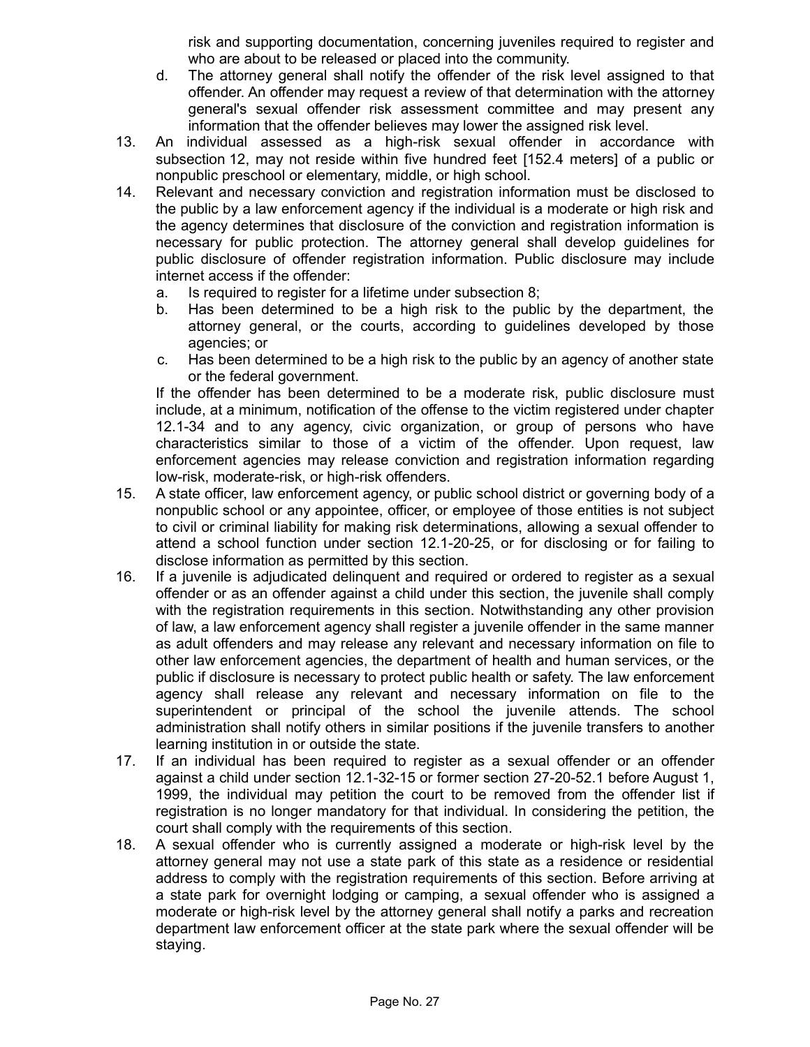risk and supporting documentation, concerning juveniles required to register and who are about to be released or placed into the community.

d. The attorney general shall notify the offender of the risk level assigned to that offender. An offender may request a review of that determination with the attorney general's sexual offender risk assessment committee and may present any information that the offender believes may lower the assigned risk level.

13. An individual assessed as a high-risk sexual offender in accordance with subsection 12, may not reside within five hundred feet [152.4 meters] of a public or nonpublic preschool or elementary, middle, or high school.

14. Relevant and necessary conviction and registration information must be disclosed to the public by a law enforcement agency if the individual is a moderate or high risk and the agency determines that disclosure of the conviction and registration information is necessary for public protection. The attorney general shall develop guidelines for public disclosure of offender registration information. Public disclosure may include internet access if the offender:

    a. Is required to register for a lifetime under subsection 8;

    b. Has been determined to be a high risk to the public by the department, the attorney general, or the courts, according to guidelines developed by those agencies; or

    c. Has been determined to be a high risk to the public by an agency of another state or the federal government.

    If the offender has been determined to be a moderate risk, public disclosure must include, at a minimum, notification of the offense to the victim registered under chapter 12.1-34 and to any agency, civic organization, or group of persons who have characteristics similar to those of a victim of the offender. Upon request, law enforcement agencies may release conviction and registration information regarding low-risk, moderate-risk, or high-risk offenders.

15. A state officer, law enforcement agency, or public school district or governing body of a nonpublic school or any appointee, officer, or employee of those entities is not subject to civil or criminal liability for making risk determinations, allowing a sexual offender to attend a school function under section 12.1-20-25, or for disclosing or for failing to disclose information as permitted by this section.

16. If a juvenile is adjudicated delinquent and required or ordered to register as a sexual offender or as an offender against a child under this section, the juvenile shall comply with the registration requirements in this section. Notwithstanding any other provision of law, a law enforcement agency shall register a juvenile offender in the same manner as adult offenders and may release any relevant and necessary information on file to other law enforcement agencies, the department of health and human services, or the public if disclosure is necessary to protect public health or safety. The law enforcement agency shall release any relevant and necessary information on file to the superintendent or principal of the school the juvenile attends. The school administration shall notify others in similar positions if the juvenile transfers to another learning institution in or outside the state.

17. If an individual has been required to register as a sexual offender or an offender against a child under section 12.1-32-15 or former section 27-20-52.1 before August 1, 1999, the individual may petition the court to be removed from the offender list if registration is no longer mandatory for that individual. In considering the petition, the court shall comply with the requirements of this section.

18. A sexual offender who is currently assigned a moderate or high-risk level by the attorney general may not use a state park of this state as a residence or residential address to comply with the registration requirements of this section. Before arriving at a state park for overnight lodging or camping, a sexual offender who is assigned a moderate or high-risk level by the attorney general shall notify a parks and recreation department law enforcement officer at the state park where the sexual offender will be staying.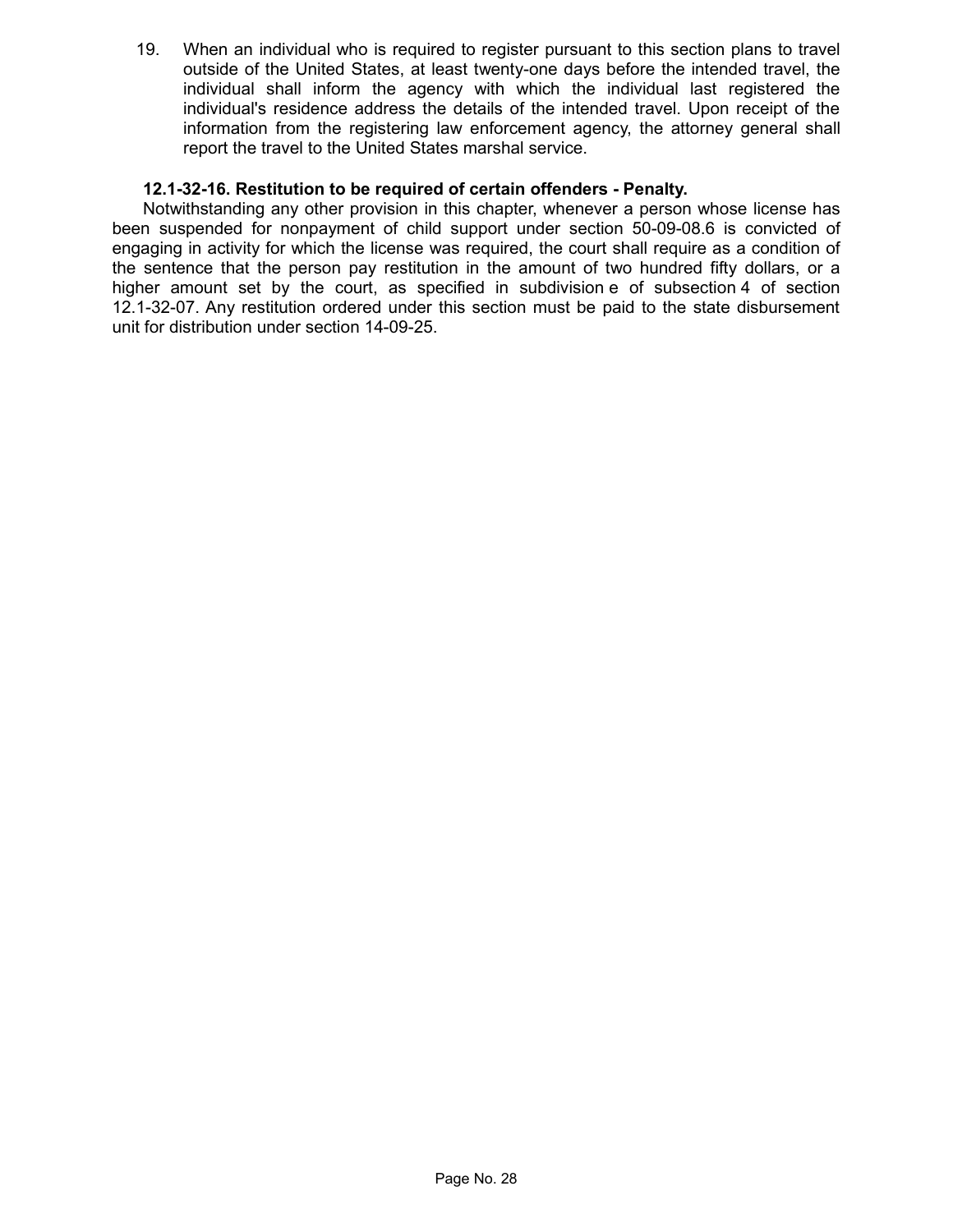19. When an individual who is required to register pursuant to this section plans to travel outside of the United States, at least twenty-one days before the intended travel, the individual shall inform the agency with which the individual last registered the individual's residence address the details of the intended travel. Upon receipt of the information from the registering law enforcement agency, the attorney general shall report the travel to the United States marshal service.

**12.1-32-16. Restitution to be required of certain offenders - Penalty.**

Notwithstanding any other provision in this chapter, whenever a person whose license has been suspended for nonpayment of child support under section 50-09-08.6 is convicted of engaging in activity for which the license was required, the court shall require as a condition of the sentence that the person pay restitution in the amount of two hundred fifty dollars, or a higher amount set by the court, as specified in subdivision e of subsection 4 of section 12.1-32-07. Any restitution ordered under this section must be paid to the state disbursement unit for distribution under section 14-09-25.